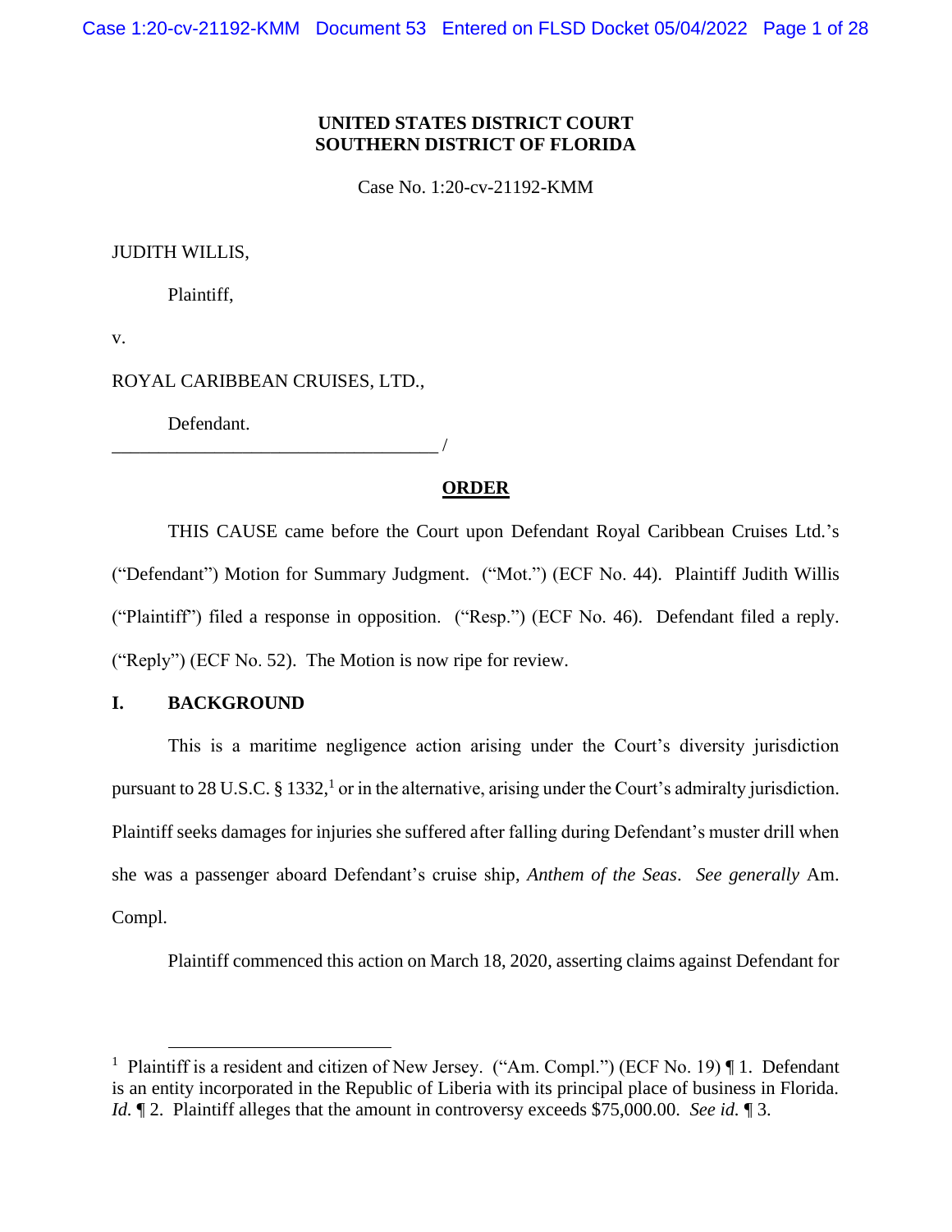**UNITED STATES DISTRICT COURT**
**SOUTHERN DISTRICT OF FLORIDA**

Case No. 1:20-cv-21192-KMM

JUDITH WILLIS,

Plaintiff,

v.

ROYAL CARIBBEAN CRUISES, LTD.,

Defendant.
___________________________________ /

**ORDER**

THIS CAUSE came before the Court upon Defendant Royal Caribbean Cruises Ltd.'s ("Defendant") Motion for Summary Judgment. ("Mot.") (ECF No. 44). Plaintiff Judith Willis ("Plaintiff") filed a response in opposition. ("Resp.") (ECF No. 46). Defendant filed a reply. ("Reply") (ECF No. 52). The Motion is now ripe for review.

## I. BACKGROUND

This is a maritime negligence action arising under the Court's diversity jurisdiction pursuant to 28 U.S.C. § 1332,[1] or in the alternative, arising under the Court's admiralty jurisdiction. Plaintiff seeks damages for injuries she suffered after falling during Defendant's muster drill when she was a passenger aboard Defendant's cruise ship, *Anthem of the Seas*. *See generally* Am. Compl.

Plaintiff commenced this action on March 18, 2020, asserting claims against Defendant for

---

[1] Plaintiff is a resident and citizen of New Jersey. ("Am. Compl.") (ECF No. 19) ¶ 1. Defendant is an entity incorporated in the Republic of Liberia with its principal place of business in Florida. *Id.* ¶ 2. Plaintiff alleges that the amount in controversy exceeds $75,000.00. *See id.* ¶ 3.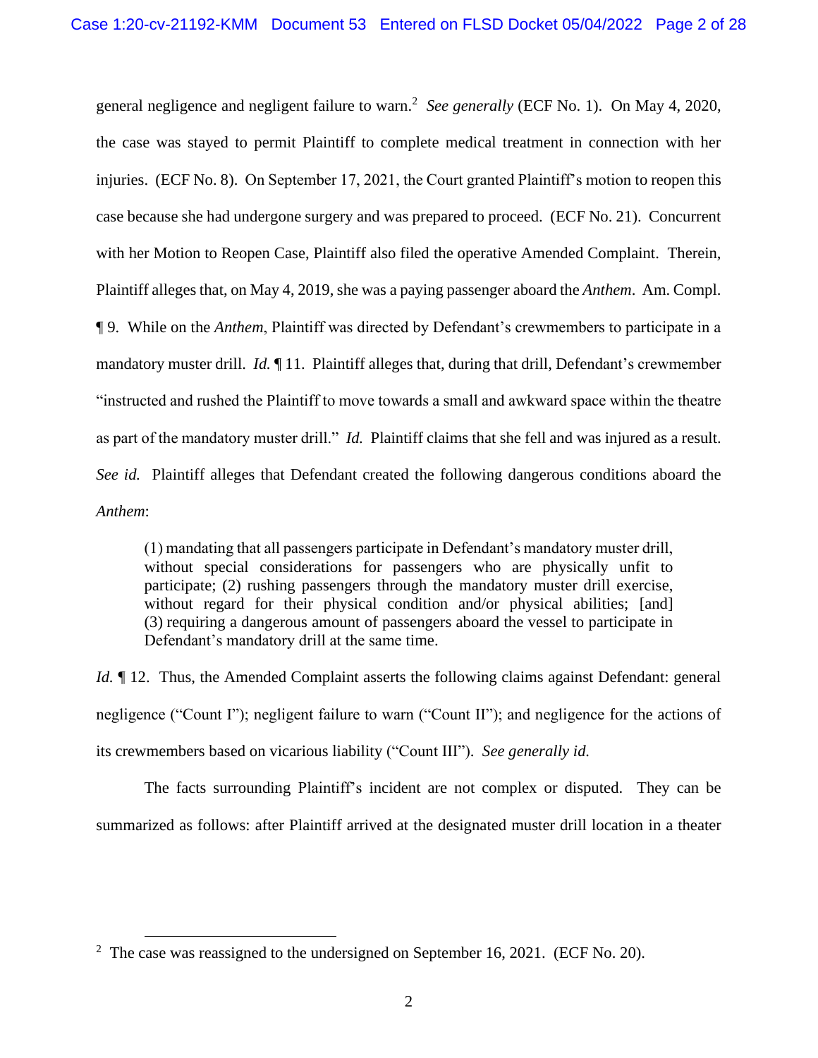general negligence and negligent failure to warn.[2] *See generally* (ECF No. 1). On May 4, 2020, the case was stayed to permit Plaintiff to complete medical treatment in connection with her injuries. (ECF No. 8). On September 17, 2021, the Court granted Plaintiff's motion to reopen this case because she had undergone surgery and was prepared to proceed. (ECF No. 21). Concurrent with her Motion to Reopen Case, Plaintiff also filed the operative Amended Complaint. Therein, Plaintiff alleges that, on May 4, 2019, she was a paying passenger aboard the *Anthem*. Am. Compl. ¶ 9. While on the *Anthem*, Plaintiff was directed by Defendant's crewmembers to participate in a mandatory muster drill. *Id.* ¶ 11. Plaintiff alleges that, during that drill, Defendant's crewmember "instructed and rushed the Plaintiff to move towards a small and awkward space within the theatre as part of the mandatory muster drill." *Id.* Plaintiff claims that she fell and was injured as a result. *See id.* Plaintiff alleges that Defendant created the following dangerous conditions aboard the *Anthem*:

> (1) mandating that all passengers participate in Defendant's mandatory muster drill, without special considerations for passengers who are physically unfit to participate; (2) rushing passengers through the mandatory muster drill exercise, without regard for their physical condition and/or physical abilities; [and] (3) requiring a dangerous amount of passengers aboard the vessel to participate in Defendant's mandatory drill at the same time.

*Id.* ¶ 12. Thus, the Amended Complaint asserts the following claims against Defendant: general negligence ("Count I"); negligent failure to warn ("Count II"); and negligence for the actions of its crewmembers based on vicarious liability ("Count III"). *See generally id.*

The facts surrounding Plaintiff's incident are not complex or disputed. They can be summarized as follows: after Plaintiff arrived at the designated muster drill location in a theater

[2] The case was reassigned to the undersigned on September 16, 2021. (ECF No. 20).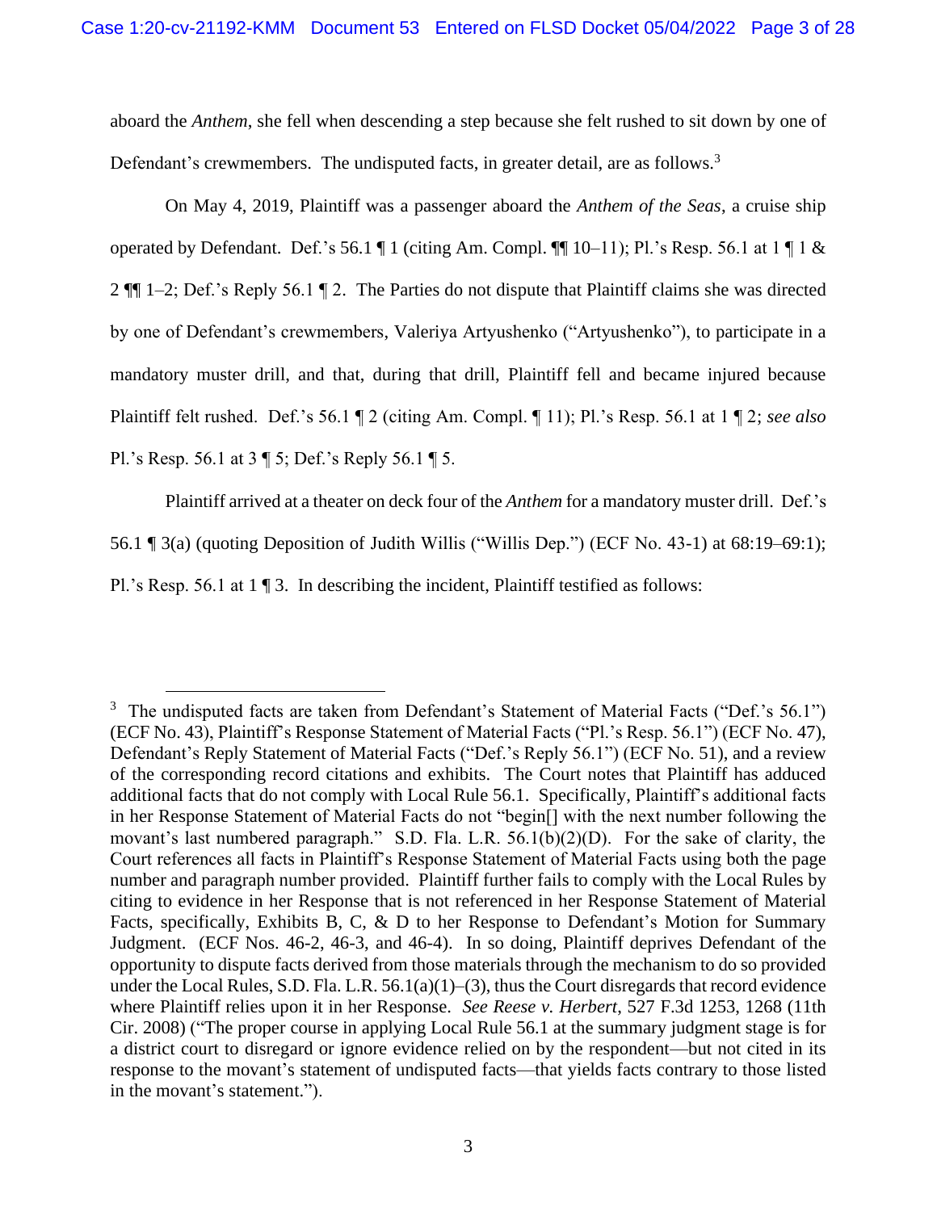aboard the *Anthem*, she fell when descending a step because she felt rushed to sit down by one of Defendant's crewmembers. The undisputed facts, in greater detail, are as follows.[3]

On May 4, 2019, Plaintiff was a passenger aboard the *Anthem of the Seas*, a cruise ship operated by Defendant. Def.'s 56.1 ¶ 1 (citing Am. Compl. ¶¶ 10–11); Pl.'s Resp. 56.1 at 1 ¶ 1 & 2 ¶¶ 1–2; Def.'s Reply 56.1 ¶ 2. The Parties do not dispute that Plaintiff claims she was directed by one of Defendant's crewmembers, Valeriya Artyushenko ("Artyushenko"), to participate in a mandatory muster drill, and that, during that drill, Plaintiff fell and became injured because Plaintiff felt rushed. Def.'s 56.1 ¶ 2 (citing Am. Compl. ¶ 11); Pl.'s Resp. 56.1 at 1 ¶ 2; *see also* Pl.'s Resp. 56.1 at 3 ¶ 5; Def.'s Reply 56.1 ¶ 5.

Plaintiff arrived at a theater on deck four of the *Anthem* for a mandatory muster drill. Def.'s 56.1 ¶ 3(a) (quoting Deposition of Judith Willis ("Willis Dep.") (ECF No. 43-1) at 68:19–69:1); Pl.'s Resp. 56.1 at 1 ¶ 3. In describing the incident, Plaintiff testified as follows:

[3] The undisputed facts are taken from Defendant's Statement of Material Facts ("Def.'s 56.1") (ECF No. 43), Plaintiff's Response Statement of Material Facts ("Pl.'s Resp. 56.1") (ECF No. 47), Defendant's Reply Statement of Material Facts ("Def.'s Reply 56.1") (ECF No. 51), and a review of the corresponding record citations and exhibits. The Court notes that Plaintiff has adduced additional facts that do not comply with Local Rule 56.1. Specifically, Plaintiff's additional facts in her Response Statement of Material Facts do not "begin[] with the next number following the movant's last numbered paragraph." S.D. Fla. L.R. 56.1(b)(2)(D). For the sake of clarity, the Court references all facts in Plaintiff's Response Statement of Material Facts using both the page number and paragraph number provided. Plaintiff further fails to comply with the Local Rules by citing to evidence in her Response that is not referenced in her Response Statement of Material Facts, specifically, Exhibits B, C, & D to her Response to Defendant's Motion for Summary Judgment. (ECF Nos. 46-2, 46-3, and 46-4). In so doing, Plaintiff deprives Defendant of the opportunity to dispute facts derived from those materials through the mechanism to do so provided under the Local Rules, S.D. Fla. L.R. 56.1(a)(1)–(3), thus the Court disregards that record evidence where Plaintiff relies upon it in her Response. *See Reese v. Herbert*, 527 F.3d 1253, 1268 (11th Cir. 2008) ("The proper course in applying Local Rule 56.1 at the summary judgment stage is for a district court to disregard or ignore evidence relied on by the respondent—but not cited in its response to the movant's statement of undisputed facts—that yields facts contrary to those listed in the movant's statement.").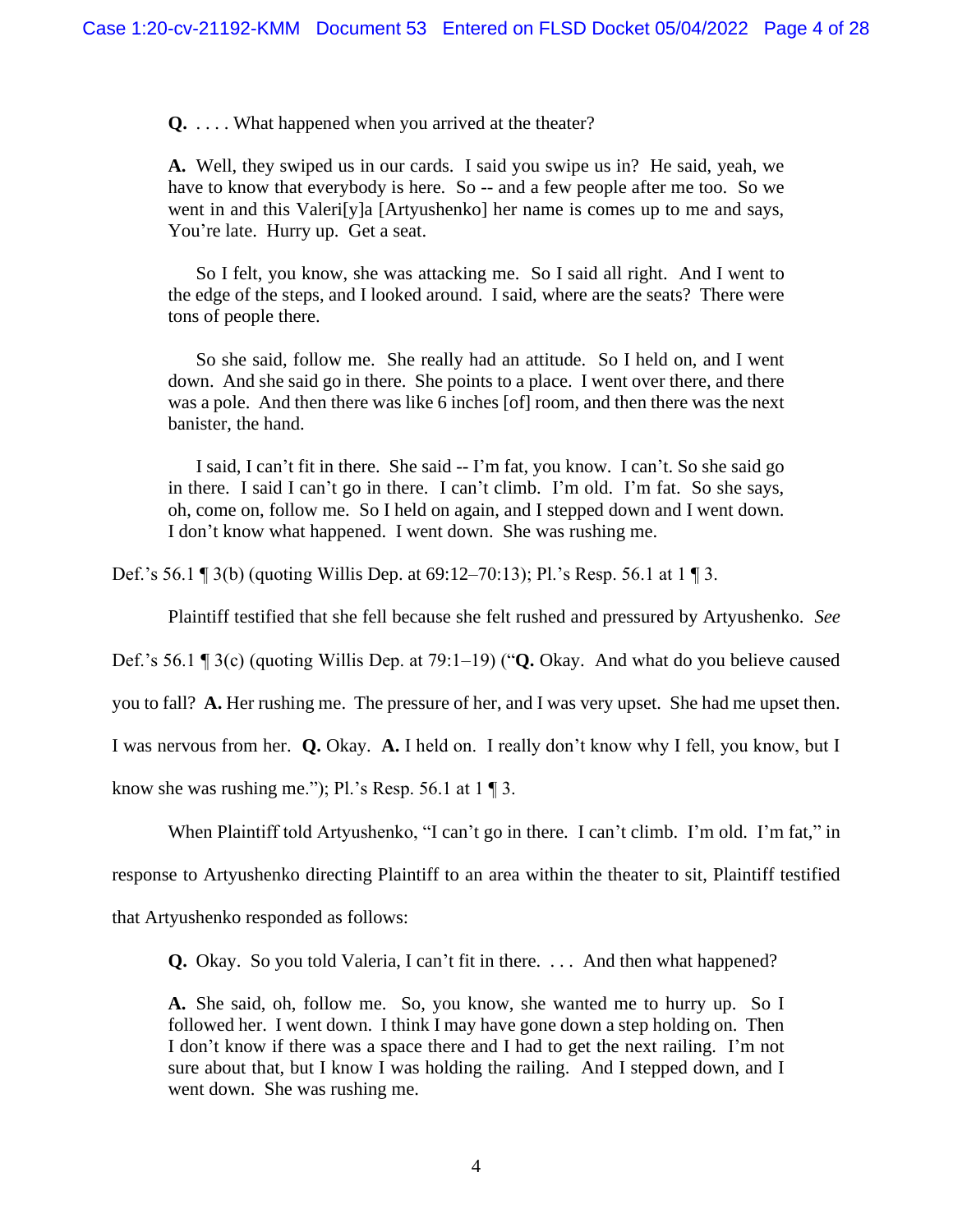> **Q.** . . . . What happened when you arrived at the theater?
>
> **A.** Well, they swiped us in our cards. I said you swipe us in? He said, yeah, we have to know that everybody is here. So -- and a few people after me too. So we went in and this Valeri[y]a [Artyushenko] her name is comes up to me and says, You're late. Hurry up. Get a seat.
>
> So I felt, you know, she was attacking me. So I said all right. And I went to the edge of the steps, and I looked around. I said, where are the seats? There were tons of people there.
>
> So she said, follow me. She really had an attitude. So I held on, and I went down. And she said go in there. She points to a place. I went over there, and there was a pole. And then there was like 6 inches [of] room, and then there was the next banister, the hand.
>
> I said, I can't fit in there. She said -- I'm fat, you know. I can't. So she said go in there. I said I can't go in there. I can't climb. I'm old. I'm fat. So she says, oh, come on, follow me. So I held on again, and I stepped down and I went down. I don't know what happened. I went down. She was rushing me.

Def.'s 56.1 ¶ 3(b) (quoting Willis Dep. at 69:12–70:13); Pl.'s Resp. 56.1 at 1 ¶ 3.

Plaintiff testified that she fell because she felt rushed and pressured by Artyushenko. *See* Def.'s 56.1 ¶ 3(c) (quoting Willis Dep. at 79:1–19) ("**Q.** Okay. And what do you believe caused you to fall? **A.** Her rushing me. The pressure of her, and I was very upset. She had me upset then. I was nervous from her. **Q.** Okay. **A.** I held on. I really don't know why I fell, you know, but I know she was rushing me."); Pl.'s Resp. 56.1 at 1 ¶ 3.

When Plaintiff told Artyushenko, "I can't go in there. I can't climb. I'm old. I'm fat," in response to Artyushenko directing Plaintiff to an area within the theater to sit, Plaintiff testified that Artyushenko responded as follows:

> **Q.** Okay. So you told Valeria, I can't fit in there. . . . And then what happened?
>
> **A.** She said, oh, follow me. So, you know, she wanted me to hurry up. So I followed her. I went down. I think I may have gone down a step holding on. Then I don't know if there was a space there and I had to get the next railing. I'm not sure about that, but I know I was holding the railing. And I stepped down, and I went down. She was rushing me.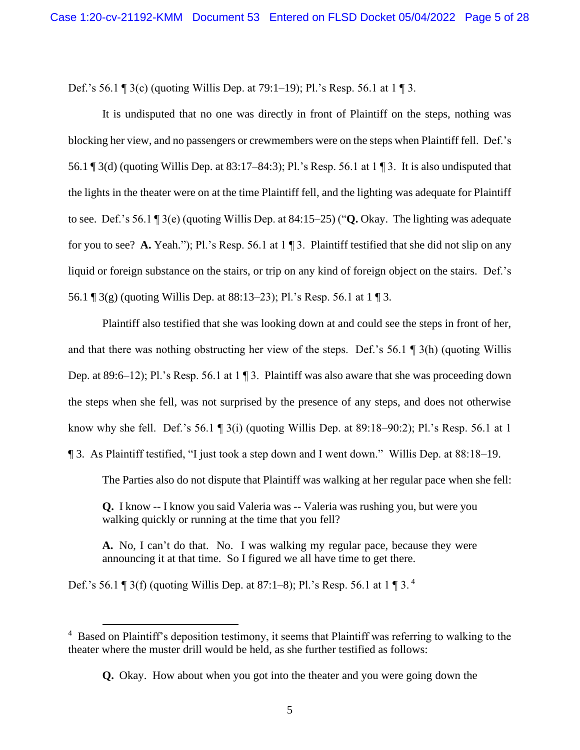Def.'s 56.1 ¶ 3(c) (quoting Willis Dep. at 79:1–19); Pl.'s Resp. 56.1 at 1 ¶ 3.

It is undisputed that no one was directly in front of Plaintiff on the steps, nothing was blocking her view, and no passengers or crewmembers were on the steps when Plaintiff fell. Def.'s 56.1 ¶ 3(d) (quoting Willis Dep. at 83:17–84:3); Pl.'s Resp. 56.1 at 1 ¶ 3. It is also undisputed that the lights in the theater were on at the time Plaintiff fell, and the lighting was adequate for Plaintiff to see. Def.'s 56.1 ¶ 3(e) (quoting Willis Dep. at 84:15–25) ("**Q.** Okay. The lighting was adequate for you to see? **A.** Yeah."); Pl.'s Resp. 56.1 at 1 ¶ 3. Plaintiff testified that she did not slip on any liquid or foreign substance on the stairs, or trip on any kind of foreign object on the stairs. Def.'s 56.1 ¶ 3(g) (quoting Willis Dep. at 88:13–23); Pl.'s Resp. 56.1 at 1 ¶ 3.

Plaintiff also testified that she was looking down at and could see the steps in front of her, and that there was nothing obstructing her view of the steps. Def.'s 56.1 ¶ 3(h) (quoting Willis Dep. at 89:6–12); Pl.'s Resp. 56.1 at 1 ¶ 3. Plaintiff was also aware that she was proceeding down the steps when she fell, was not surprised by the presence of any steps, and does not otherwise know why she fell. Def.'s 56.1 ¶ 3(i) (quoting Willis Dep. at 89:18–90:2); Pl.'s Resp. 56.1 at 1 ¶ 3. As Plaintiff testified, "I just took a step down and I went down." Willis Dep. at 88:18–19.

The Parties also do not dispute that Plaintiff was walking at her regular pace when she fell:

> **Q.** I know -- I know you said Valeria was -- Valeria was rushing you, but were you walking quickly or running at the time that you fell?
>
> **A.** No, I can't do that. No. I was walking my regular pace, because they were announcing it at that time. So I figured we all have time to get there.

Def.'s 56.1 ¶ 3(f) (quoting Willis Dep. at 87:1–8); Pl.'s Resp. 56.1 at 1 ¶ 3.[4]

---

[4] Based on Plaintiff's deposition testimony, it seems that Plaintiff was referring to walking to the theater where the muster drill would be held, as she further testified as follows:

> **Q.** Okay. How about when you got into the theater and you were going down the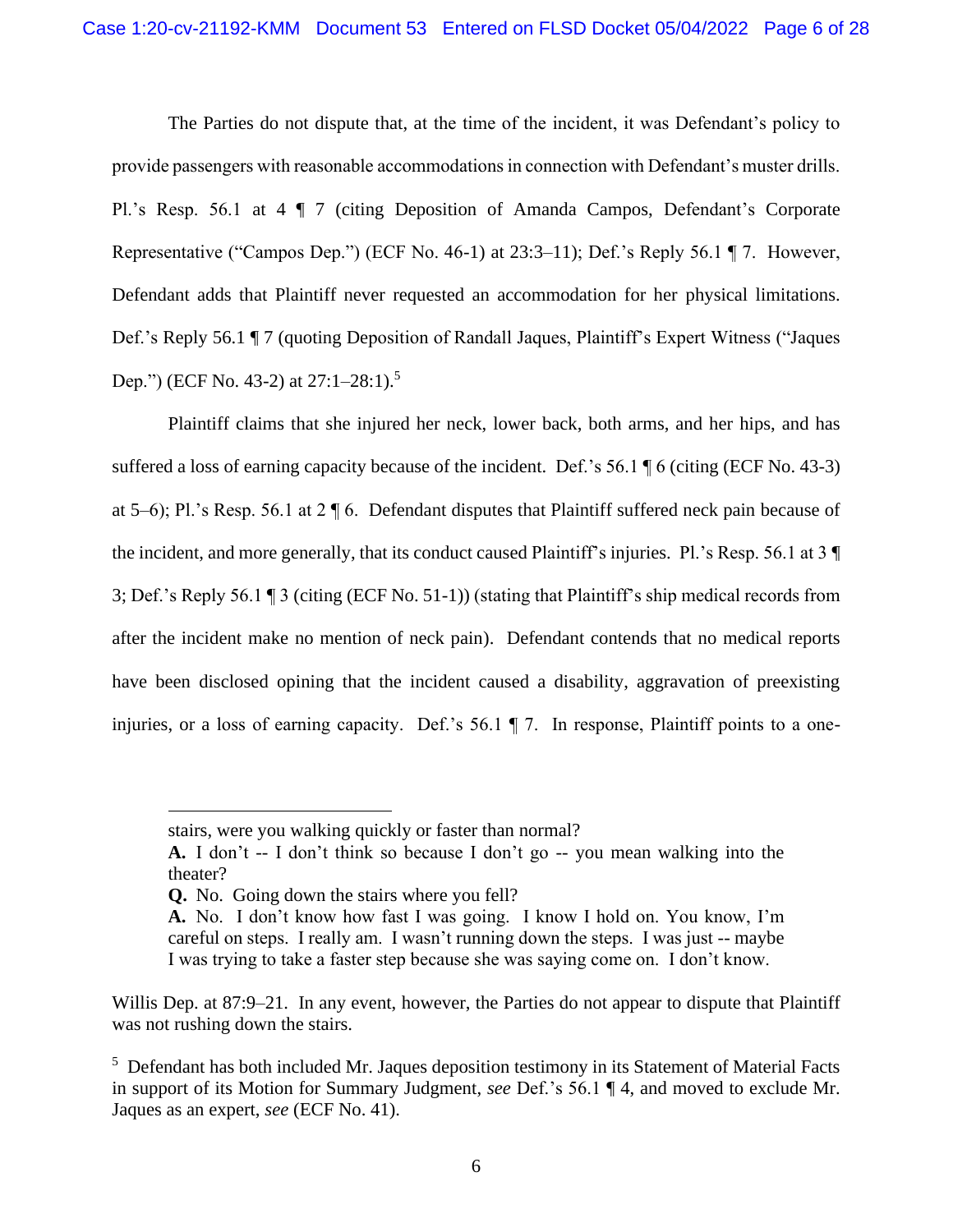The Parties do not dispute that, at the time of the incident, it was Defendant's policy to provide passengers with reasonable accommodations in connection with Defendant's muster drills. Pl.'s Resp. 56.1 at 4 ¶ 7 (citing Deposition of Amanda Campos, Defendant's Corporate Representative ("Campos Dep.") (ECF No. 46-1) at 23:3–11); Def.'s Reply 56.1 ¶ 7. However, Defendant adds that Plaintiff never requested an accommodation for her physical limitations. Def.'s Reply 56.1 ¶ 7 (quoting Deposition of Randall Jaques, Plaintiff's Expert Witness ("Jaques Dep.") (ECF No. 43-2) at 27:1–28:1).[5]

Plaintiff claims that she injured her neck, lower back, both arms, and her hips, and has suffered a loss of earning capacity because of the incident. Def.'s 56.1 ¶ 6 (citing (ECF No. 43-3) at 5–6); Pl.'s Resp. 56.1 at 2 ¶ 6. Defendant disputes that Plaintiff suffered neck pain because of the incident, and more generally, that its conduct caused Plaintiff's injuries. Pl.'s Resp. 56.1 at 3 ¶ 3; Def.'s Reply 56.1 ¶ 3 (citing (ECF No. 51-1)) (stating that Plaintiff's ship medical records from after the incident make no mention of neck pain). Defendant contends that no medical reports have been disclosed opining that the incident caused a disability, aggravation of preexisting injuries, or a loss of earning capacity. Def.'s 56.1 ¶ 7. In response, Plaintiff points to a one-

---

stairs, were you walking quickly or faster than normal?

**A.** I don't -- I don't think so because I don't go -- you mean walking into the theater?

**Q.** No. Going down the stairs where you fell?

**A.** No. I don't know how fast I was going. I know I hold on. You know, I'm careful on steps. I really am. I wasn't running down the steps. I was just -- maybe I was trying to take a faster step because she was saying come on. I don't know.

Willis Dep. at 87:9–21. In any event, however, the Parties do not appear to dispute that Plaintiff was not rushing down the stairs.

[5] Defendant has both included Mr. Jaques deposition testimony in its Statement of Material Facts in support of its Motion for Summary Judgment, *see* Def.'s 56.1 ¶ 4, and moved to exclude Mr. Jaques as an expert, *see* (ECF No. 41).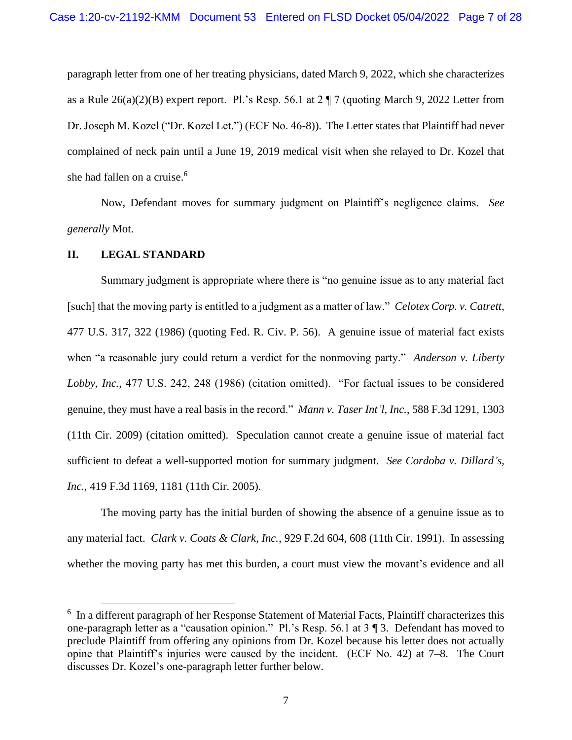paragraph letter from one of her treating physicians, dated March 9, 2022, which she characterizes as a Rule 26(a)(2)(B) expert report. Pl.'s Resp. 56.1 at 2 ¶ 7 (quoting March 9, 2022 Letter from Dr. Joseph M. Kozel ("Dr. Kozel Let.") (ECF No. 46-8)). The Letter states that Plaintiff had never complained of neck pain until a June 19, 2019 medical visit when she relayed to Dr. Kozel that she had fallen on a cruise.[6]

Now, Defendant moves for summary judgment on Plaintiff's negligence claims. *See generally* Mot.

## II. LEGAL STANDARD

Summary judgment is appropriate where there is "no genuine issue as to any material fact [such] that the moving party is entitled to a judgment as a matter of law." *Celotex Corp. v. Catrett*, 477 U.S. 317, 322 (1986) (quoting Fed. R. Civ. P. 56). A genuine issue of material fact exists when "a reasonable jury could return a verdict for the nonmoving party." *Anderson v. Liberty Lobby, Inc.*, 477 U.S. 242, 248 (1986) (citation omitted). "For factual issues to be considered genuine, they must have a real basis in the record." *Mann v. Taser Int'l, Inc.*, 588 F.3d 1291, 1303 (11th Cir. 2009) (citation omitted). Speculation cannot create a genuine issue of material fact sufficient to defeat a well-supported motion for summary judgment. *See Cordoba v. Dillard's, Inc.*, 419 F.3d 1169, 1181 (11th Cir. 2005).

The moving party has the initial burden of showing the absence of a genuine issue as to any material fact. *Clark v. Coats & Clark, Inc.*, 929 F.2d 604, 608 (11th Cir. 1991). In assessing whether the moving party has met this burden, a court must view the movant's evidence and all

[6] In a different paragraph of her Response Statement of Material Facts, Plaintiff characterizes this one-paragraph letter as a "causation opinion." Pl.'s Resp. 56.1 at 3 ¶ 3. Defendant has moved to preclude Plaintiff from offering any opinions from Dr. Kozel because his letter does not actually opine that Plaintiff's injuries were caused by the incident. (ECF No. 42) at 7–8. The Court discusses Dr. Kozel's one-paragraph letter further below.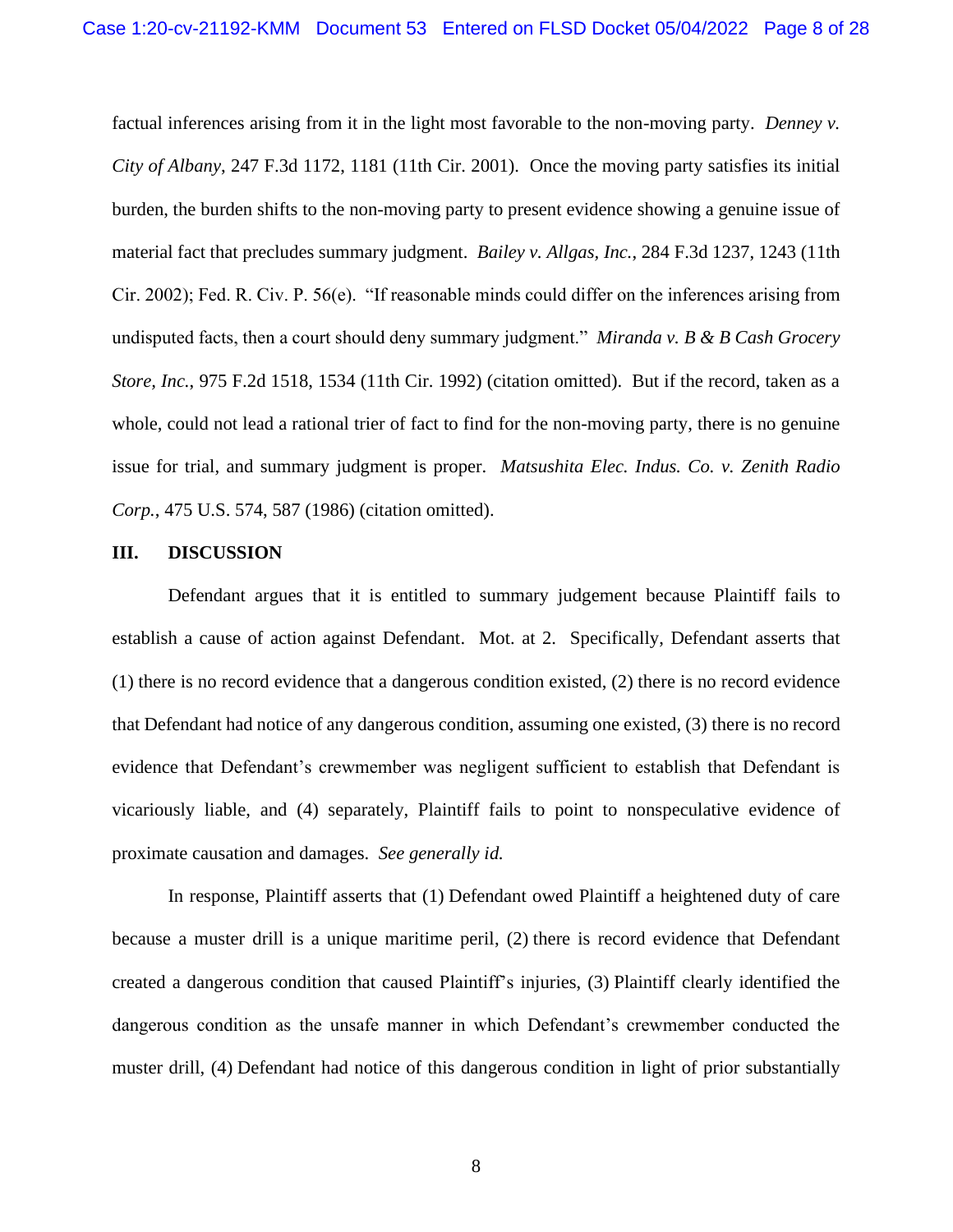factual inferences arising from it in the light most favorable to the non-moving party. *Denney v. City of Albany*, 247 F.3d 1172, 1181 (11th Cir. 2001). Once the moving party satisfies its initial burden, the burden shifts to the non-moving party to present evidence showing a genuine issue of material fact that precludes summary judgment. *Bailey v. Allgas, Inc.*, 284 F.3d 1237, 1243 (11th Cir. 2002); Fed. R. Civ. P. 56(e). "If reasonable minds could differ on the inferences arising from undisputed facts, then a court should deny summary judgment." *Miranda v. B & B Cash Grocery Store, Inc.*, 975 F.2d 1518, 1534 (11th Cir. 1992) (citation omitted). But if the record, taken as a whole, could not lead a rational trier of fact to find for the non-moving party, there is no genuine issue for trial, and summary judgment is proper. *Matsushita Elec. Indus. Co. v. Zenith Radio Corp.*, 475 U.S. 574, 587 (1986) (citation omitted).

## III. DISCUSSION

Defendant argues that it is entitled to summary judgement because Plaintiff fails to establish a cause of action against Defendant. Mot. at 2. Specifically, Defendant asserts that (1) there is no record evidence that a dangerous condition existed, (2) there is no record evidence that Defendant had notice of any dangerous condition, assuming one existed, (3) there is no record evidence that Defendant's crewmember was negligent sufficient to establish that Defendant is vicariously liable, and (4) separately, Plaintiff fails to point to nonspeculative evidence of proximate causation and damages. *See generally id.*

In response, Plaintiff asserts that (1) Defendant owed Plaintiff a heightened duty of care because a muster drill is a unique maritime peril, (2) there is record evidence that Defendant created a dangerous condition that caused Plaintiff's injuries, (3) Plaintiff clearly identified the dangerous condition as the unsafe manner in which Defendant's crewmember conducted the muster drill, (4) Defendant had notice of this dangerous condition in light of prior substantially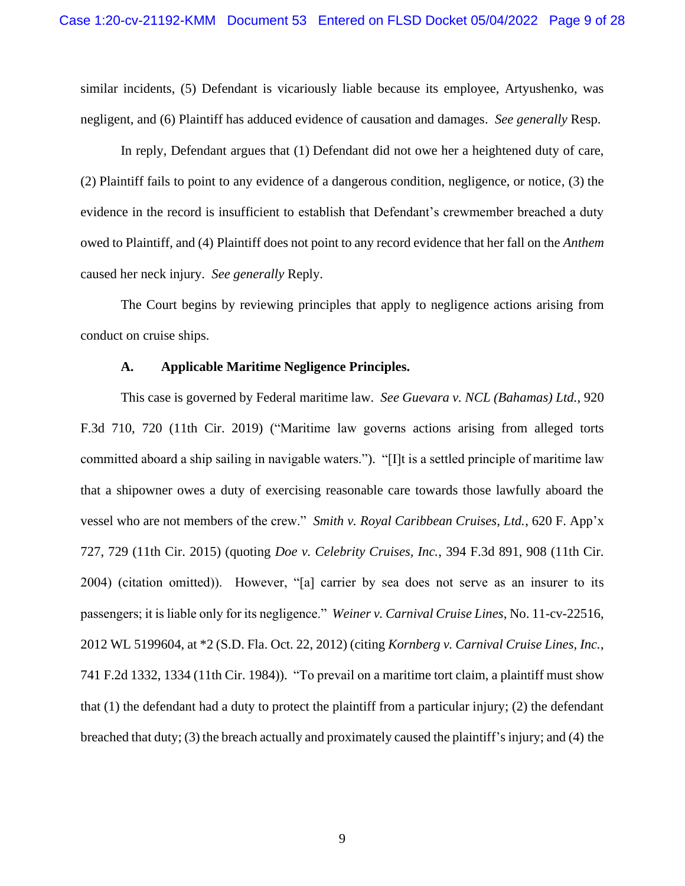similar incidents, (5) Defendant is vicariously liable because its employee, Artyushenko, was negligent, and (6) Plaintiff has adduced evidence of causation and damages. *See generally* Resp.

In reply, Defendant argues that (1) Defendant did not owe her a heightened duty of care, (2) Plaintiff fails to point to any evidence of a dangerous condition, negligence, or notice, (3) the evidence in the record is insufficient to establish that Defendant's crewmember breached a duty owed to Plaintiff, and (4) Plaintiff does not point to any record evidence that her fall on the *Anthem* caused her neck injury. *See generally* Reply.

The Court begins by reviewing principles that apply to negligence actions arising from conduct on cruise ships.

### A. Applicable Maritime Negligence Principles.

This case is governed by Federal maritime law. *See Guevara v. NCL (Bahamas) Ltd.*, 920 F.3d 710, 720 (11th Cir. 2019) ("Maritime law governs actions arising from alleged torts committed aboard a ship sailing in navigable waters."). "[I]t is a settled principle of maritime law that a shipowner owes a duty of exercising reasonable care towards those lawfully aboard the vessel who are not members of the crew." *Smith v. Royal Caribbean Cruises, Ltd.*, 620 F. App'x 727, 729 (11th Cir. 2015) (quoting *Doe v. Celebrity Cruises, Inc.*, 394 F.3d 891, 908 (11th Cir. 2004) (citation omitted)). However, "[a] carrier by sea does not serve as an insurer to its passengers; it is liable only for its negligence." *Weiner v. Carnival Cruise Lines*, No. 11-cv-22516, 2012 WL 5199604, at *2 (S.D. Fla. Oct. 22, 2012) (citing *Kornberg v. Carnival Cruise Lines, Inc.*, 741 F.2d 1332, 1334 (11th Cir. 1984)). "To prevail on a maritime tort claim, a plaintiff must show that (1) the defendant had a duty to protect the plaintiff from a particular injury; (2) the defendant breached that duty; (3) the breach actually and proximately caused the plaintiff's injury; and (4) the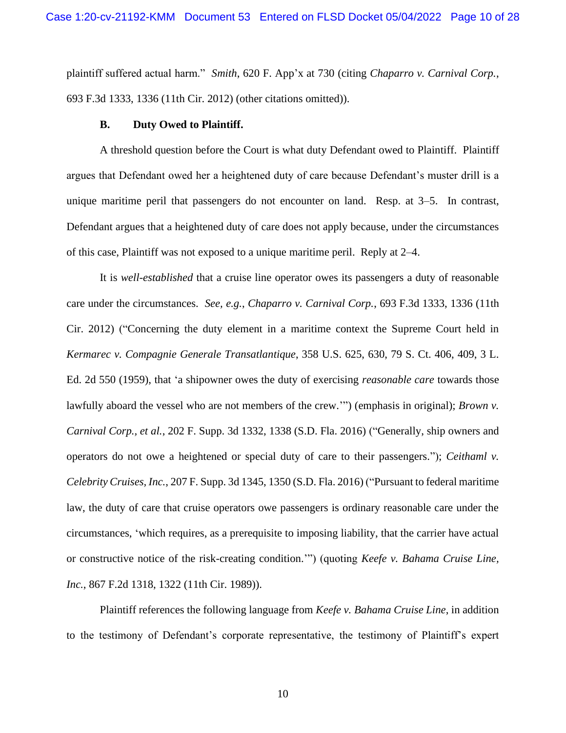plaintiff suffered actual harm." *Smith*, 620 F. App'x at 730 (citing *Chaparro v. Carnival Corp.*, 693 F.3d 1333, 1336 (11th Cir. 2012) (other citations omitted)).

### B. Duty Owed to Plaintiff.

A threshold question before the Court is what duty Defendant owed to Plaintiff. Plaintiff argues that Defendant owed her a heightened duty of care because Defendant's muster drill is a unique maritime peril that passengers do not encounter on land. Resp. at 3–5. In contrast, Defendant argues that a heightened duty of care does not apply because, under the circumstances of this case, Plaintiff was not exposed to a unique maritime peril. Reply at 2–4.

It is *well-established* that a cruise line operator owes its passengers a duty of reasonable care under the circumstances. *See, e.g.*, *Chaparro v. Carnival Corp.*, 693 F.3d 1333, 1336 (11th Cir. 2012) ("Concerning the duty element in a maritime context the Supreme Court held in *Kermarec v. Compagnie Generale Transatlantique*, 358 U.S. 625, 630, 79 S. Ct. 406, 409, 3 L. Ed. 2d 550 (1959), that 'a shipowner owes the duty of exercising *reasonable care* towards those lawfully aboard the vessel who are not members of the crew.'") (emphasis in original); *Brown v. Carnival Corp., et al.*, 202 F. Supp. 3d 1332, 1338 (S.D. Fla. 2016) ("Generally, ship owners and operators do not owe a heightened or special duty of care to their passengers."); *Ceithaml v. Celebrity Cruises, Inc.*, 207 F. Supp. 3d 1345, 1350 (S.D. Fla. 2016) ("Pursuant to federal maritime law, the duty of care that cruise operators owe passengers is ordinary reasonable care under the circumstances, 'which requires, as a prerequisite to imposing liability, that the carrier have actual or constructive notice of the risk-creating condition.'") (quoting *Keefe v. Bahama Cruise Line, Inc.*, 867 F.2d 1318, 1322 (11th Cir. 1989)).

Plaintiff references the following language from *Keefe v. Bahama Cruise Line*, in addition to the testimony of Defendant's corporate representative, the testimony of Plaintiff's expert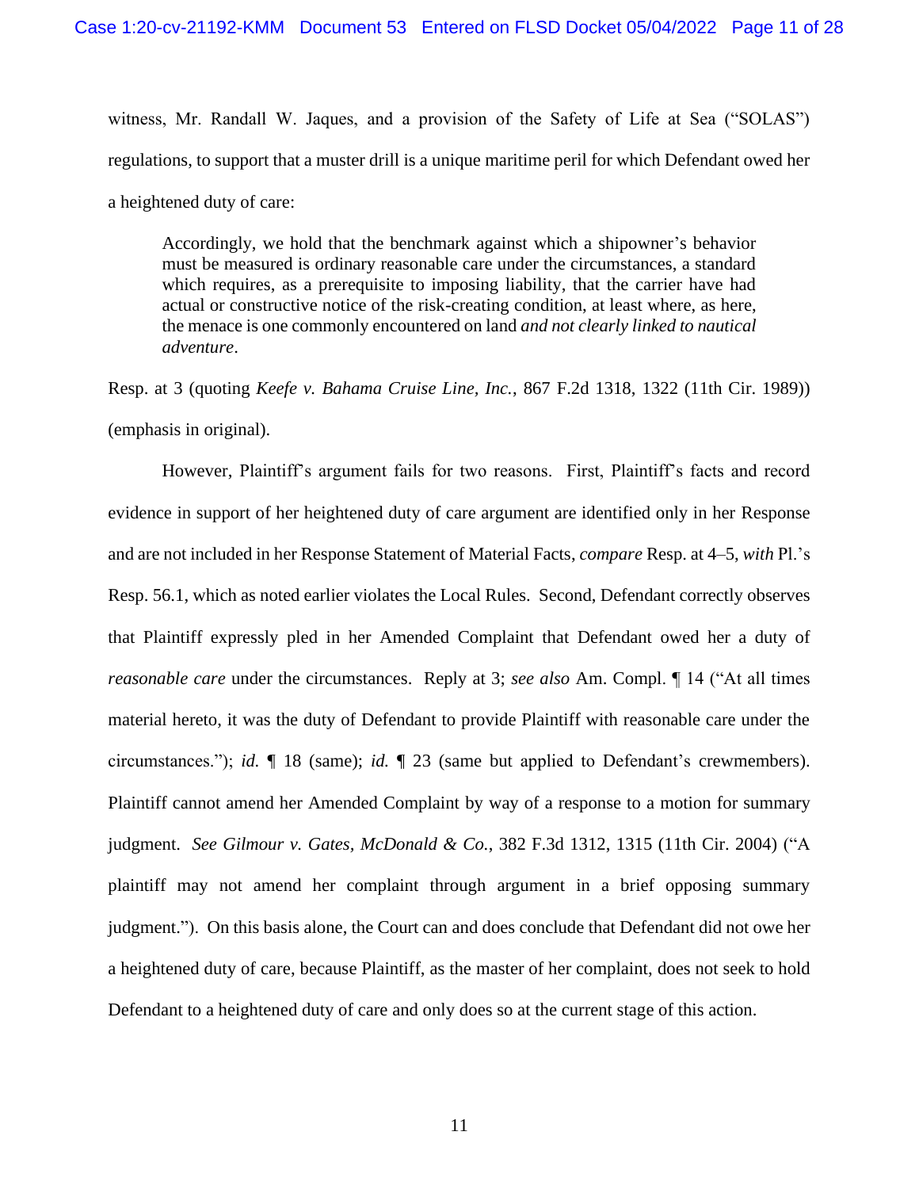witness, Mr. Randall W. Jaques, and a provision of the Safety of Life at Sea ("SOLAS") regulations, to support that a muster drill is a unique maritime peril for which Defendant owed her a heightened duty of care:

> Accordingly, we hold that the benchmark against which a shipowner's behavior must be measured is ordinary reasonable care under the circumstances, a standard which requires, as a prerequisite to imposing liability, that the carrier have had actual or constructive notice of the risk-creating condition, at least where, as here, the menace is one commonly encountered on land *and not clearly linked to nautical adventure*.

Resp. at 3 (quoting *Keefe v. Bahama Cruise Line, Inc.*, 867 F.2d 1318, 1322 (11th Cir. 1989)) (emphasis in original).

However, Plaintiff's argument fails for two reasons. First, Plaintiff's facts and record evidence in support of her heightened duty of care argument are identified only in her Response and are not included in her Response Statement of Material Facts, *compare* Resp. at 4–5, *with* Pl.'s Resp. 56.1, which as noted earlier violates the Local Rules. Second, Defendant correctly observes that Plaintiff expressly pled in her Amended Complaint that Defendant owed her a duty of *reasonable care* under the circumstances. Reply at 3; *see also* Am. Compl. ¶ 14 ("At all times material hereto, it was the duty of Defendant to provide Plaintiff with reasonable care under the circumstances."); *id.* ¶ 18 (same); *id.* ¶ 23 (same but applied to Defendant's crewmembers). Plaintiff cannot amend her Amended Complaint by way of a response to a motion for summary judgment. *See Gilmour v. Gates, McDonald & Co.*, 382 F.3d 1312, 1315 (11th Cir. 2004) ("A plaintiff may not amend her complaint through argument in a brief opposing summary judgment."). On this basis alone, the Court can and does conclude that Defendant did not owe her a heightened duty of care, because Plaintiff, as the master of her complaint, does not seek to hold Defendant to a heightened duty of care and only does so at the current stage of this action.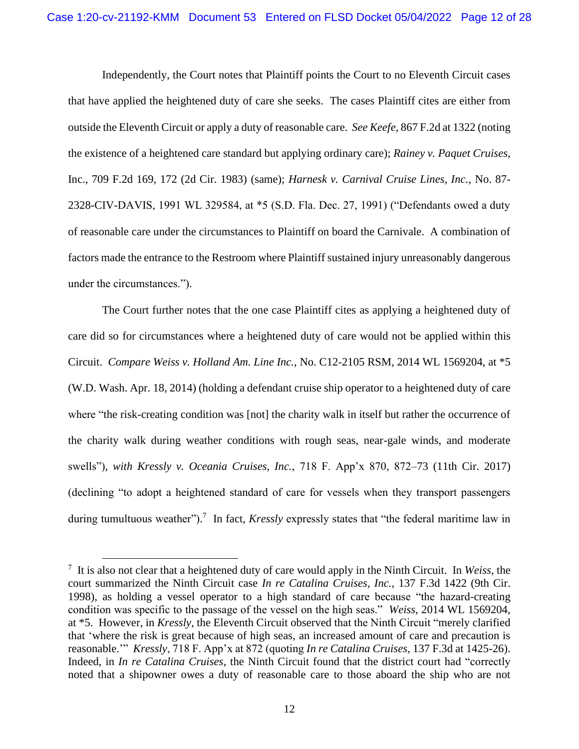Independently, the Court notes that Plaintiff points the Court to no Eleventh Circuit cases that have applied the heightened duty of care she seeks. The cases Plaintiff cites are either from outside the Eleventh Circuit or apply a duty of reasonable care. *See Keefe*, 867 F.2d at 1322 (noting the existence of a heightened care standard but applying ordinary care); *Rainey v. Paquet Cruises*, Inc., 709 F.2d 169, 172 (2d Cir. 1983) (same); *Harnesk v. Carnival Cruise Lines, Inc.*, No. 87-2328-CIV-DAVIS, 1991 WL 329584, at *5 (S.D. Fla. Dec. 27, 1991) ("Defendants owed a duty of reasonable care under the circumstances to Plaintiff on board the Carnivale. A combination of factors made the entrance to the Restroom where Plaintiff sustained injury unreasonably dangerous under the circumstances.").

The Court further notes that the one case Plaintiff cites as applying a heightened duty of care did so for circumstances where a heightened duty of care would not be applied within this Circuit. *Compare Weiss v. Holland Am. Line Inc.*, No. C12-2105 RSM, 2014 WL 1569204, at *5 (W.D. Wash. Apr. 18, 2014) (holding a defendant cruise ship operator to a heightened duty of care where "the risk-creating condition was [not] the charity walk in itself but rather the occurrence of the charity walk during weather conditions with rough seas, near-gale winds, and moderate swells"), *with Kressly v. Oceania Cruises, Inc.*, 718 F. App'x 870, 872–73 (11th Cir. 2017) (declining "to adopt a heightened standard of care for vessels when they transport passengers during tumultuous weather").[7] In fact, *Kressly* expressly states that "the federal maritime law in

[7] It is also not clear that a heightened duty of care would apply in the Ninth Circuit. In *Weiss*, the court summarized the Ninth Circuit case *In re Catalina Cruises, Inc.*, 137 F.3d 1422 (9th Cir. 1998), as holding a vessel operator to a high standard of care because "the hazard-creating condition was specific to the passage of the vessel on the high seas." *Weiss*, 2014 WL 1569204, at *5. However, in *Kressly*, the Eleventh Circuit observed that the Ninth Circuit "merely clarified that 'where the risk is great because of high seas, an increased amount of care and precaution is reasonable.'" *Kressly*, 718 F. App'x at 872 (quoting *In re Catalina Cruises*, 137 F.3d at 1425-26). Indeed, in *In re Catalina Cruises*, the Ninth Circuit found that the district court had "correctly noted that a shipowner owes a duty of reasonable care to those aboard the ship who are not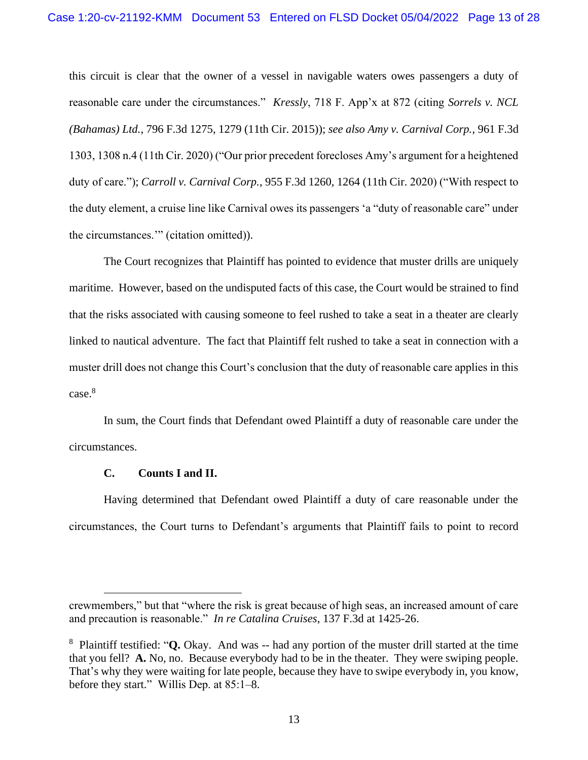this circuit is clear that the owner of a vessel in navigable waters owes passengers a duty of reasonable care under the circumstances." *Kressly*, 718 F. App'x at 872 (citing *Sorrels v. NCL (Bahamas) Ltd.*, 796 F.3d 1275, 1279 (11th Cir. 2015)); *see also Amy v. Carnival Corp.*, 961 F.3d 1303, 1308 n.4 (11th Cir. 2020) ("Our prior precedent forecloses Amy's argument for a heightened duty of care."); *Carroll v. Carnival Corp.*, 955 F.3d 1260, 1264 (11th Cir. 2020) ("With respect to the duty element, a cruise line like Carnival owes its passengers 'a "duty of reasonable care" under the circumstances.'" (citation omitted)).

The Court recognizes that Plaintiff has pointed to evidence that muster drills are uniquely maritime. However, based on the undisputed facts of this case, the Court would be strained to find that the risks associated with causing someone to feel rushed to take a seat in a theater are clearly linked to nautical adventure. The fact that Plaintiff felt rushed to take a seat in connection with a muster drill does not change this Court's conclusion that the duty of reasonable care applies in this case.[8]

In sum, the Court finds that Defendant owed Plaintiff a duty of reasonable care under the circumstances.

**C. Counts I and II.**

Having determined that Defendant owed Plaintiff a duty of care reasonable under the circumstances, the Court turns to Defendant's arguments that Plaintiff fails to point to record

---

crewmembers," but that "where the risk is great because of high seas, an increased amount of care and precaution is reasonable." *In re Catalina Cruises*, 137 F.3d at 1425-26.

[8] Plaintiff testified: "**Q.** Okay. And was -- had any portion of the muster drill started at the time that you fell? **A.** No, no. Because everybody had to be in the theater. They were swiping people. That's why they were waiting for late people, because they have to swipe everybody in, you know, before they start." Willis Dep. at 85:1–8.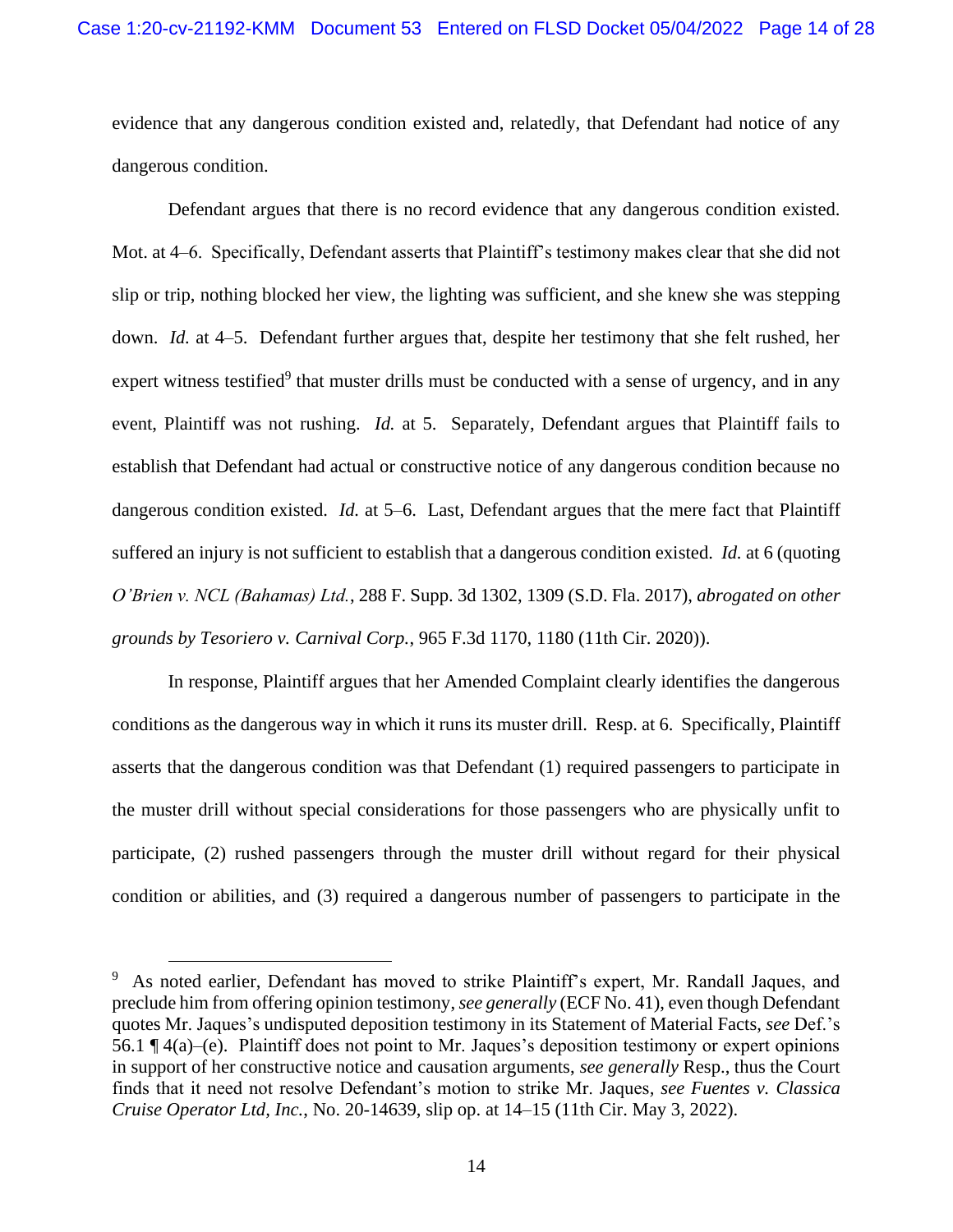evidence that any dangerous condition existed and, relatedly, that Defendant had notice of any dangerous condition.

Defendant argues that there is no record evidence that any dangerous condition existed. Mot. at 4–6. Specifically, Defendant asserts that Plaintiff's testimony makes clear that she did not slip or trip, nothing blocked her view, the lighting was sufficient, and she knew she was stepping down. *Id.* at 4–5. Defendant further argues that, despite her testimony that she felt rushed, her expert witness testified[9] that muster drills must be conducted with a sense of urgency, and in any event, Plaintiff was not rushing. *Id.* at 5. Separately, Defendant argues that Plaintiff fails to establish that Defendant had actual or constructive notice of any dangerous condition because no dangerous condition existed. *Id.* at 5–6. Last, Defendant argues that the mere fact that Plaintiff suffered an injury is not sufficient to establish that a dangerous condition existed. *Id.* at 6 (quoting *O'Brien v. NCL (Bahamas) Ltd.*, 288 F. Supp. 3d 1302, 1309 (S.D. Fla. 2017), *abrogated on other grounds by Tesoriero v. Carnival Corp.*, 965 F.3d 1170, 1180 (11th Cir. 2020)).

In response, Plaintiff argues that her Amended Complaint clearly identifies the dangerous conditions as the dangerous way in which it runs its muster drill. Resp. at 6. Specifically, Plaintiff asserts that the dangerous condition was that Defendant (1) required passengers to participate in the muster drill without special considerations for those passengers who are physically unfit to participate, (2) rushed passengers through the muster drill without regard for their physical condition or abilities, and (3) required a dangerous number of passengers to participate in the

[9] As noted earlier, Defendant has moved to strike Plaintiff's expert, Mr. Randall Jaques, and preclude him from offering opinion testimony, *see generally* (ECF No. 41), even though Defendant quotes Mr. Jaques's undisputed deposition testimony in its Statement of Material Facts, *see* Def.'s 56.1 ¶ 4(a)–(e). Plaintiff does not point to Mr. Jaques's deposition testimony or expert opinions in support of her constructive notice and causation arguments, *see generally* Resp., thus the Court finds that it need not resolve Defendant's motion to strike Mr. Jaques, *see Fuentes v. Classica Cruise Operator Ltd, Inc.*, No. 20-14639, slip op. at 14–15 (11th Cir. May 3, 2022).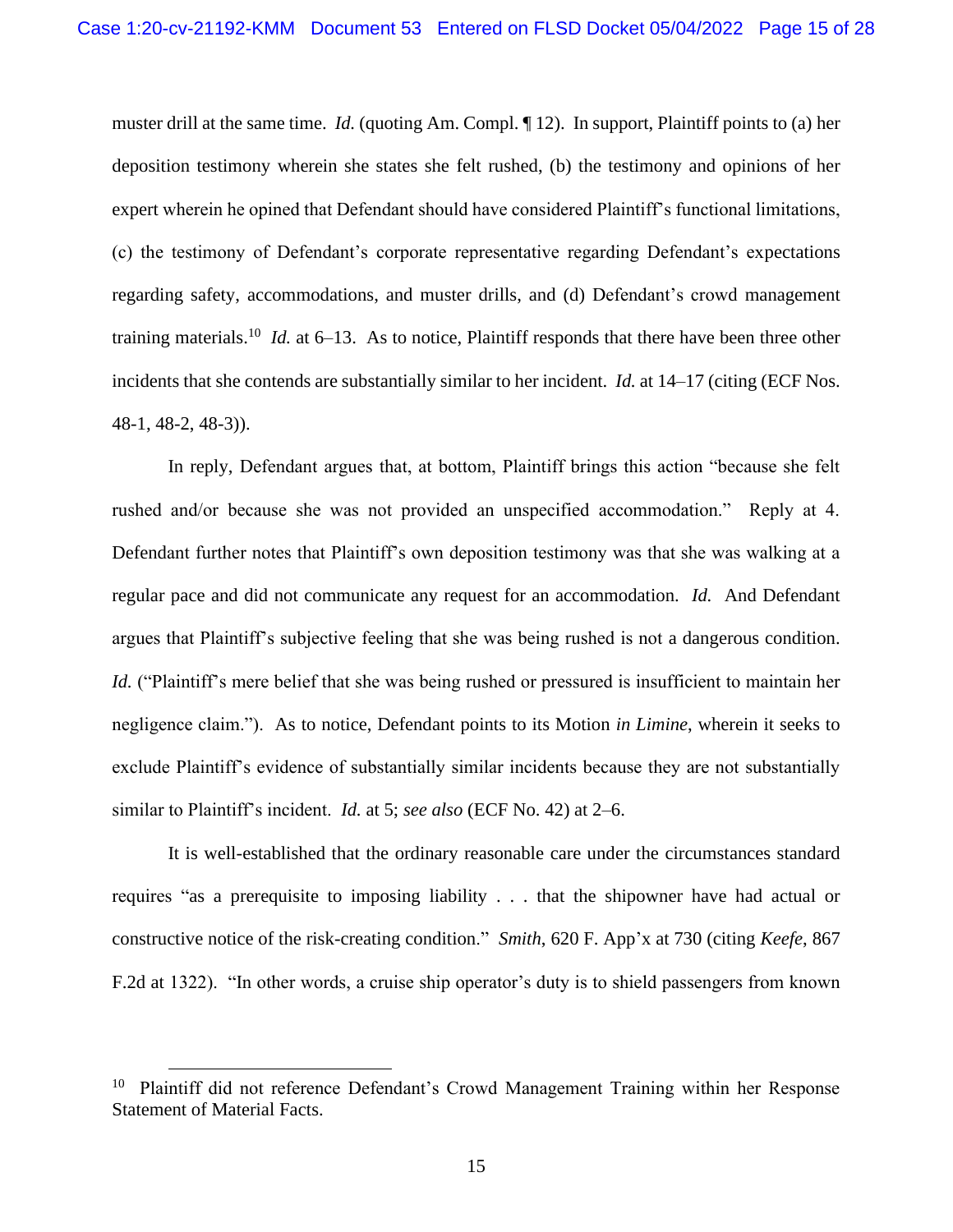muster drill at the same time. *Id.* (quoting Am. Compl. ¶ 12). In support, Plaintiff points to (a) her deposition testimony wherein she states she felt rushed, (b) the testimony and opinions of her expert wherein he opined that Defendant should have considered Plaintiff's functional limitations, (c) the testimony of Defendant's corporate representative regarding Defendant's expectations regarding safety, accommodations, and muster drills, and (d) Defendant's crowd management training materials.[10] *Id.* at 6–13. As to notice, Plaintiff responds that there have been three other incidents that she contends are substantially similar to her incident. *Id.* at 14–17 (citing (ECF Nos. 48-1, 48-2, 48-3)).

In reply, Defendant argues that, at bottom, Plaintiff brings this action "because she felt rushed and/or because she was not provided an unspecified accommodation." Reply at 4. Defendant further notes that Plaintiff's own deposition testimony was that she was walking at a regular pace and did not communicate any request for an accommodation. *Id.* And Defendant argues that Plaintiff's subjective feeling that she was being rushed is not a dangerous condition. *Id.* ("Plaintiff's mere belief that she was being rushed or pressured is insufficient to maintain her negligence claim."). As to notice, Defendant points to its Motion *in Limine*, wherein it seeks to exclude Plaintiff's evidence of substantially similar incidents because they are not substantially similar to Plaintiff's incident. *Id.* at 5; *see also* (ECF No. 42) at 2–6.

It is well-established that the ordinary reasonable care under the circumstances standard requires "as a prerequisite to imposing liability . . . that the shipowner have had actual or constructive notice of the risk-creating condition." *Smith*, 620 F. App'x at 730 (citing *Keefe*, 867 F.2d at 1322). "In other words, a cruise ship operator's duty is to shield passengers from known

[10] Plaintiff did not reference Defendant's Crowd Management Training within her Response Statement of Material Facts.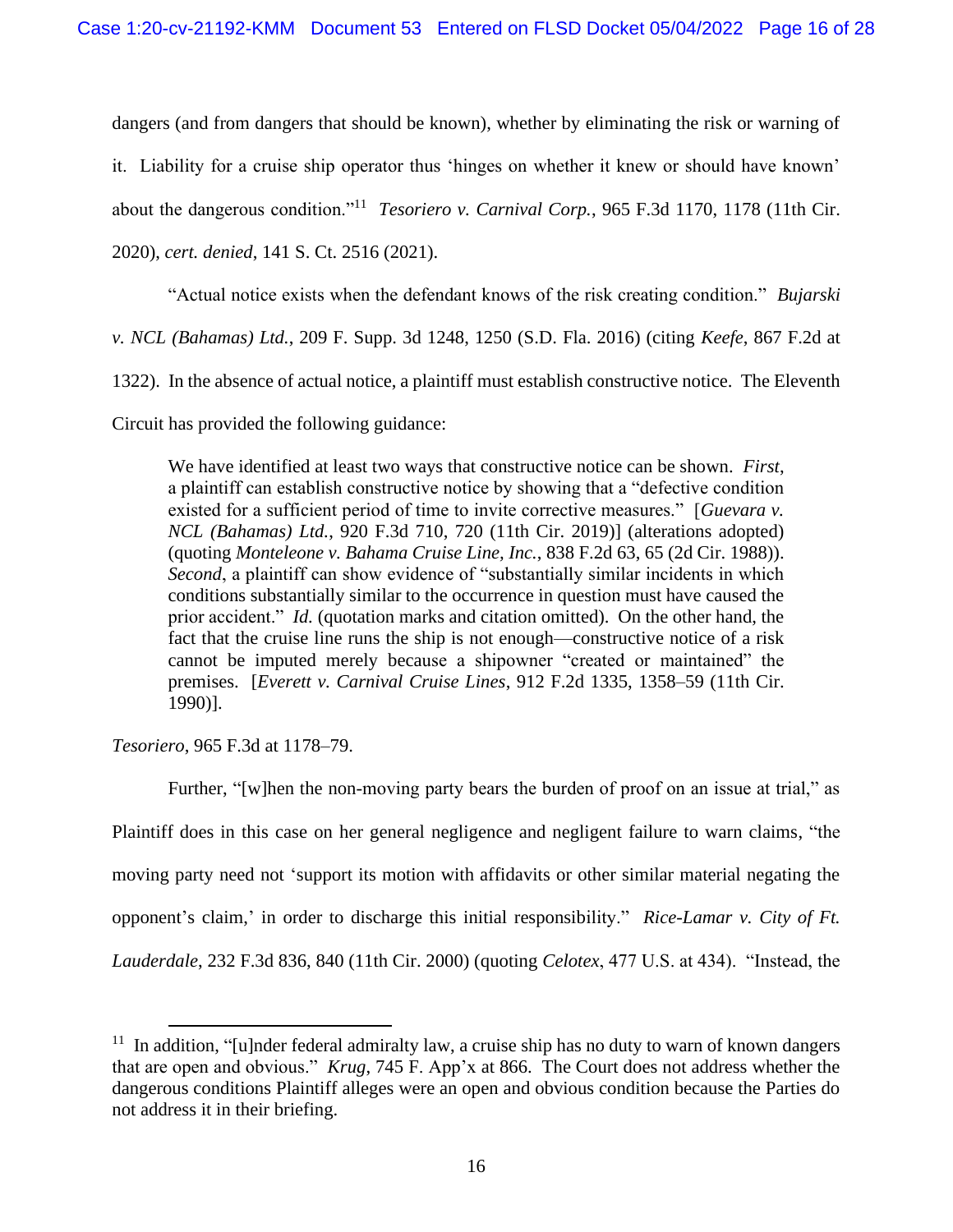dangers (and from dangers that should be known), whether by eliminating the risk or warning of it. Liability for a cruise ship operator thus 'hinges on whether it knew or should have known' about the dangerous condition."[11] *Tesoriero v. Carnival Corp.*, 965 F.3d 1170, 1178 (11th Cir. 2020), *cert. denied*, 141 S. Ct. 2516 (2021).

"Actual notice exists when the defendant knows of the risk creating condition." *Bujarski v. NCL (Bahamas) Ltd.*, 209 F. Supp. 3d 1248, 1250 (S.D. Fla. 2016) (citing *Keefe*, 867 F.2d at 1322). In the absence of actual notice, a plaintiff must establish constructive notice. The Eleventh Circuit has provided the following guidance:

> We have identified at least two ways that constructive notice can be shown. *First*, a plaintiff can establish constructive notice by showing that a "defective condition existed for a sufficient period of time to invite corrective measures." [*Guevara v. NCL (Bahamas) Ltd.*, 920 F.3d 710, 720 (11th Cir. 2019)] (alterations adopted) (quoting *Monteleone v. Bahama Cruise Line, Inc.*, 838 F.2d 63, 65 (2d Cir. 1988)). *Second*, a plaintiff can show evidence of "substantially similar incidents in which conditions substantially similar to the occurrence in question must have caused the prior accident." *Id.* (quotation marks and citation omitted). On the other hand, the fact that the cruise line runs the ship is not enough—constructive notice of a risk cannot be imputed merely because a shipowner "created or maintained" the premises. [*Everett v. Carnival Cruise Lines*, 912 F.2d 1335, 1358–59 (11th Cir. 1990)].

*Tesoriero*, 965 F.3d at 1178–79.

Further, "[w]hen the non-moving party bears the burden of proof on an issue at trial," as Plaintiff does in this case on her general negligence and negligent failure to warn claims, "the moving party need not 'support its motion with affidavits or other similar material negating the opponent's claim,' in order to discharge this initial responsibility." *Rice-Lamar v. City of Ft. Lauderdale*, 232 F.3d 836, 840 (11th Cir. 2000) (quoting *Celotex*, 477 U.S. at 434). "Instead, the

---

[11] In addition, "[u]nder federal admiralty law, a cruise ship has no duty to warn of known dangers that are open and obvious." *Krug*, 745 F. App'x at 866. The Court does not address whether the dangerous conditions Plaintiff alleges were an open and obvious condition because the Parties do not address it in their briefing.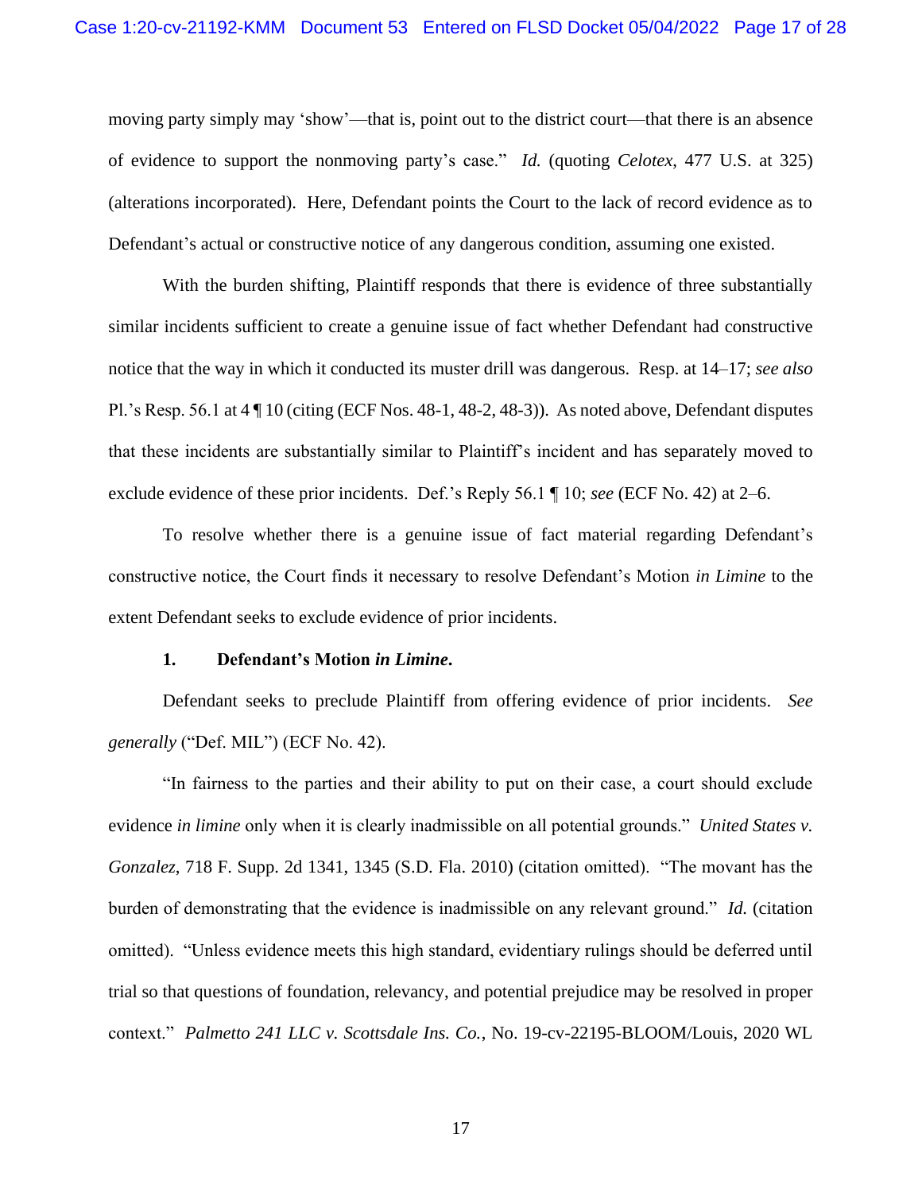moving party simply may 'show'—that is, point out to the district court—that there is an absence of evidence to support the nonmoving party's case." *Id.* (quoting *Celotex*, 477 U.S. at 325) (alterations incorporated). Here, Defendant points the Court to the lack of record evidence as to Defendant's actual or constructive notice of any dangerous condition, assuming one existed.

With the burden shifting, Plaintiff responds that there is evidence of three substantially similar incidents sufficient to create a genuine issue of fact whether Defendant had constructive notice that the way in which it conducted its muster drill was dangerous. Resp. at 14–17; *see also* Pl.'s Resp. 56.1 at 4 ¶ 10 (citing (ECF Nos. 48-1, 48-2, 48-3)). As noted above, Defendant disputes that these incidents are substantially similar to Plaintiff's incident and has separately moved to exclude evidence of these prior incidents. Def.'s Reply 56.1 ¶ 10; *see* (ECF No. 42) at 2–6.

To resolve whether there is a genuine issue of fact material regarding Defendant's constructive notice, the Court finds it necessary to resolve Defendant's Motion *in Limine* to the extent Defendant seeks to exclude evidence of prior incidents.

**1. Defendant's Motion *in Limine*.**

Defendant seeks to preclude Plaintiff from offering evidence of prior incidents. *See generally* ("Def. MIL") (ECF No. 42).

"In fairness to the parties and their ability to put on their case, a court should exclude evidence *in limine* only when it is clearly inadmissible on all potential grounds." *United States v. Gonzalez*, 718 F. Supp. 2d 1341, 1345 (S.D. Fla. 2010) (citation omitted). "The movant has the burden of demonstrating that the evidence is inadmissible on any relevant ground." *Id.* (citation omitted). "Unless evidence meets this high standard, evidentiary rulings should be deferred until trial so that questions of foundation, relevancy, and potential prejudice may be resolved in proper context." *Palmetto 241 LLC v. Scottsdale Ins. Co.*, No. 19-cv-22195-BLOOM/Louis, 2020 WL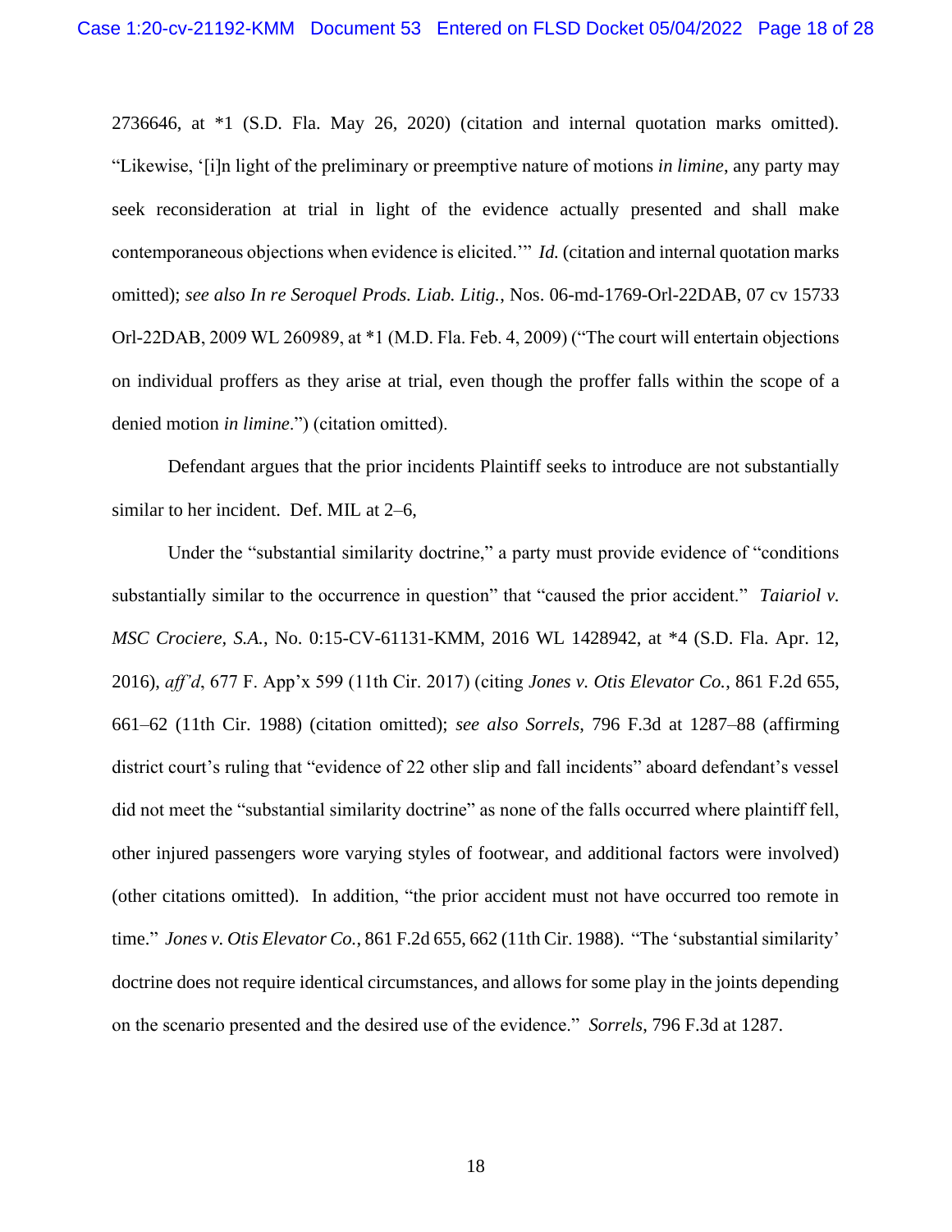2736646, at *1 (S.D. Fla. May 26, 2020) (citation and internal quotation marks omitted). "Likewise, '[i]n light of the preliminary or preemptive nature of motions *in limine*, any party may seek reconsideration at trial in light of the evidence actually presented and shall make contemporaneous objections when evidence is elicited.'" *Id.* (citation and internal quotation marks omitted); *see also In re Seroquel Prods. Liab. Litig.*, Nos. 06-md-1769-Orl-22DAB, 07 cv 15733 Orl-22DAB, 2009 WL 260989, at *1 (M.D. Fla. Feb. 4, 2009) ("The court will entertain objections on individual proffers as they arise at trial, even though the proffer falls within the scope of a denied motion *in limine*.") (citation omitted).

Defendant argues that the prior incidents Plaintiff seeks to introduce are not substantially similar to her incident. Def. MIL at 2–6,

Under the "substantial similarity doctrine," a party must provide evidence of "conditions substantially similar to the occurrence in question" that "caused the prior accident." *Taiariol v. MSC Crociere, S.A.*, No. 0:15-CV-61131-KMM, 2016 WL 1428942, at *4 (S.D. Fla. Apr. 12, 2016), *aff'd*, 677 F. App'x 599 (11th Cir. 2017) (citing *Jones v. Otis Elevator Co.*, 861 F.2d 655, 661–62 (11th Cir. 1988) (citation omitted); *see also Sorrels*, 796 F.3d at 1287–88 (affirming district court's ruling that "evidence of 22 other slip and fall incidents" aboard defendant's vessel did not meet the "substantial similarity doctrine" as none of the falls occurred where plaintiff fell, other injured passengers wore varying styles of footwear, and additional factors were involved) (other citations omitted). In addition, "the prior accident must not have occurred too remote in time." *Jones v. Otis Elevator Co.*, 861 F.2d 655, 662 (11th Cir. 1988). "The 'substantial similarity' doctrine does not require identical circumstances, and allows for some play in the joints depending on the scenario presented and the desired use of the evidence." *Sorrels*, 796 F.3d at 1287.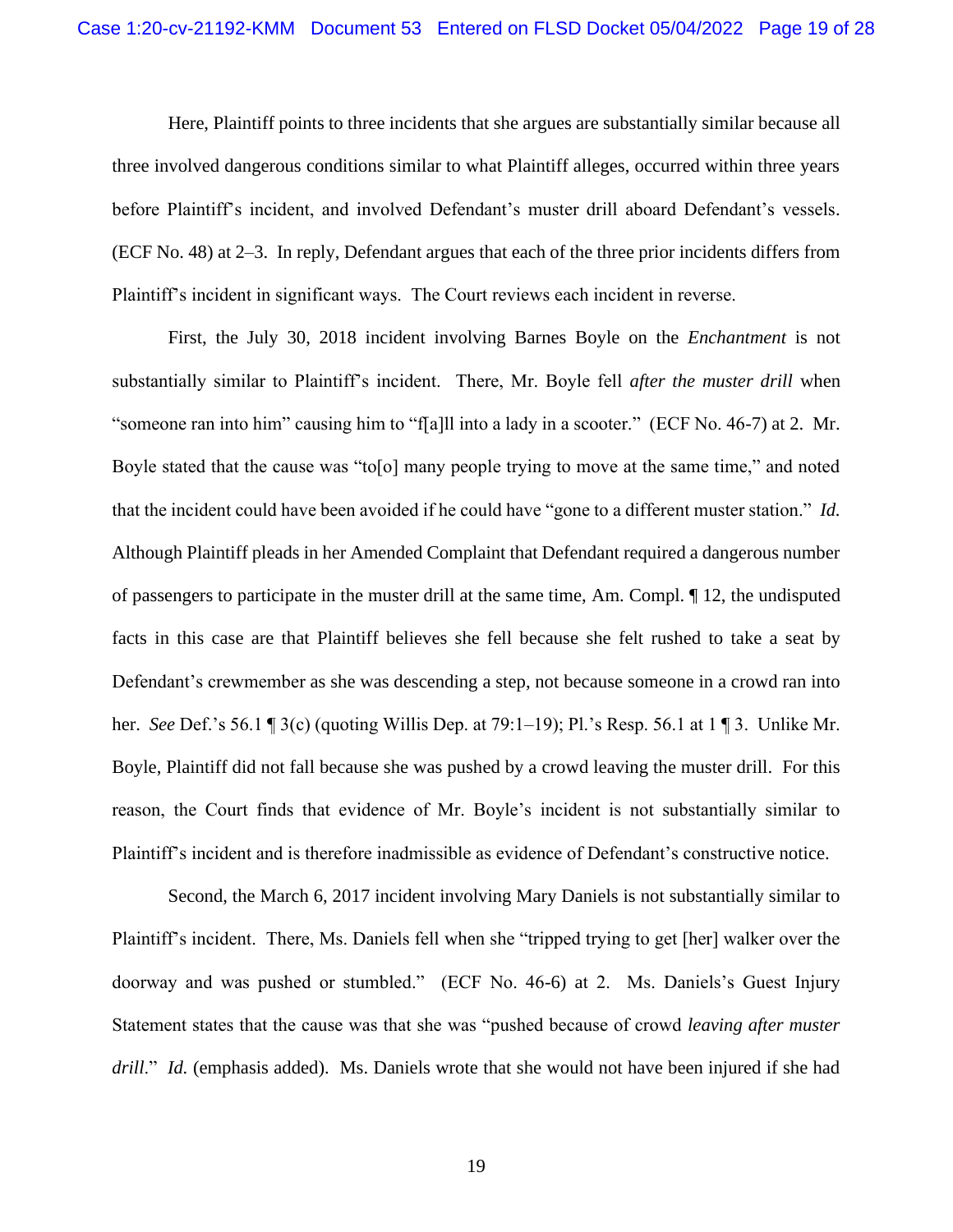Here, Plaintiff points to three incidents that she argues are substantially similar because all three involved dangerous conditions similar to what Plaintiff alleges, occurred within three years before Plaintiff's incident, and involved Defendant's muster drill aboard Defendant's vessels. (ECF No. 48) at 2–3. In reply, Defendant argues that each of the three prior incidents differs from Plaintiff's incident in significant ways. The Court reviews each incident in reverse.

First, the July 30, 2018 incident involving Barnes Boyle on the *Enchantment* is not substantially similar to Plaintiff's incident. There, Mr. Boyle fell *after the muster drill* when "someone ran into him" causing him to "f[a]ll into a lady in a scooter." (ECF No. 46-7) at 2. Mr. Boyle stated that the cause was "to[o] many people trying to move at the same time," and noted that the incident could have been avoided if he could have "gone to a different muster station." *Id.* Although Plaintiff pleads in her Amended Complaint that Defendant required a dangerous number of passengers to participate in the muster drill at the same time, Am. Compl. ¶ 12, the undisputed facts in this case are that Plaintiff believes she fell because she felt rushed to take a seat by Defendant's crewmember as she was descending a step, not because someone in a crowd ran into her. *See* Def.'s 56.1 ¶ 3(c) (quoting Willis Dep. at 79:1–19); Pl.'s Resp. 56.1 at 1 ¶ 3. Unlike Mr. Boyle, Plaintiff did not fall because she was pushed by a crowd leaving the muster drill. For this reason, the Court finds that evidence of Mr. Boyle's incident is not substantially similar to Plaintiff's incident and is therefore inadmissible as evidence of Defendant's constructive notice.

Second, the March 6, 2017 incident involving Mary Daniels is not substantially similar to Plaintiff's incident. There, Ms. Daniels fell when she "tripped trying to get [her] walker over the doorway and was pushed or stumbled." (ECF No. 46-6) at 2. Ms. Daniels's Guest Injury Statement states that the cause was that she was "pushed because of crowd *leaving after muster drill*." *Id.* (emphasis added). Ms. Daniels wrote that she would not have been injured if she had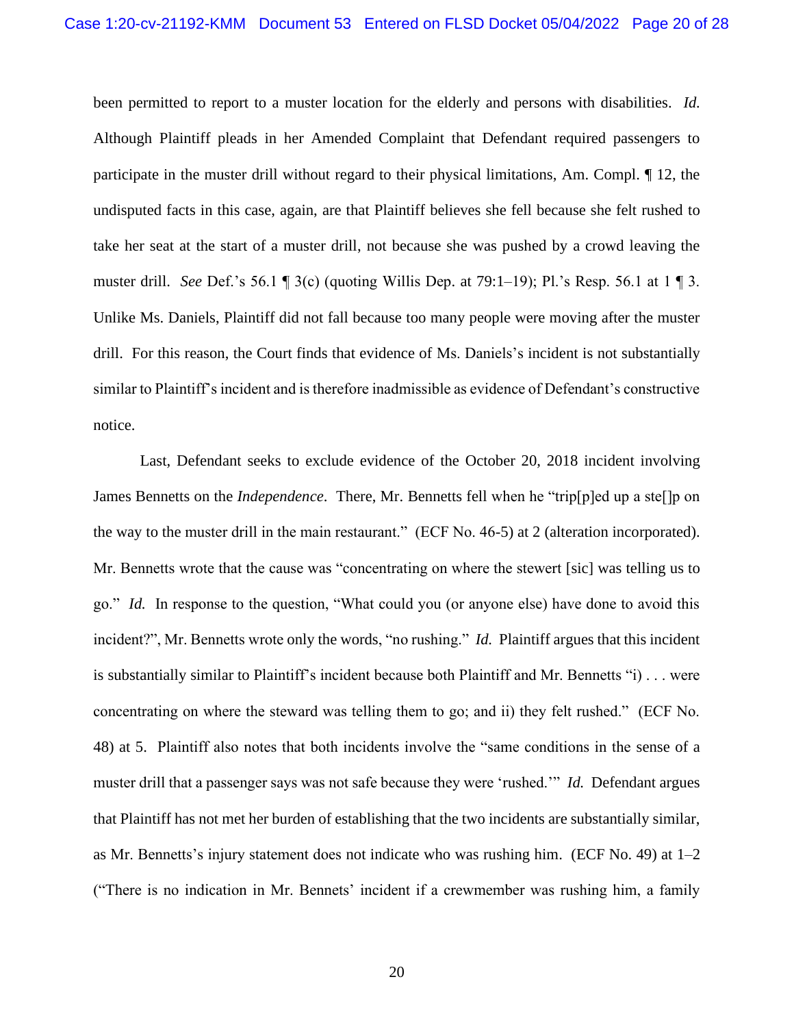been permitted to report to a muster location for the elderly and persons with disabilities. *Id.* Although Plaintiff pleads in her Amended Complaint that Defendant required passengers to participate in the muster drill without regard to their physical limitations, Am. Compl. ¶ 12, the undisputed facts in this case, again, are that Plaintiff believes she fell because she felt rushed to take her seat at the start of a muster drill, not because she was pushed by a crowd leaving the muster drill. *See* Def.'s 56.1 ¶ 3(c) (quoting Willis Dep. at 79:1–19); Pl.'s Resp. 56.1 at 1 ¶ 3. Unlike Ms. Daniels, Plaintiff did not fall because too many people were moving after the muster drill. For this reason, the Court finds that evidence of Ms. Daniels's incident is not substantially similar to Plaintiff's incident and is therefore inadmissible as evidence of Defendant's constructive notice.

Last, Defendant seeks to exclude evidence of the October 20, 2018 incident involving James Bennetts on the *Independence*. There, Mr. Bennetts fell when he "trip[p]ed up a ste[]p on the way to the muster drill in the main restaurant." (ECF No. 46-5) at 2 (alteration incorporated). Mr. Bennetts wrote that the cause was "concentrating on where the stewert [sic] was telling us to go." *Id.* In response to the question, "What could you (or anyone else) have done to avoid this incident?", Mr. Bennetts wrote only the words, "no rushing." *Id.* Plaintiff argues that this incident is substantially similar to Plaintiff's incident because both Plaintiff and Mr. Bennetts "i) . . . were concentrating on where the steward was telling them to go; and ii) they felt rushed." (ECF No. 48) at 5. Plaintiff also notes that both incidents involve the "same conditions in the sense of a muster drill that a passenger says was not safe because they were 'rushed.'" *Id.* Defendant argues that Plaintiff has not met her burden of establishing that the two incidents are substantially similar, as Mr. Bennetts's injury statement does not indicate who was rushing him. (ECF No. 49) at 1–2 ("There is no indication in Mr. Bennets' incident if a crewmember was rushing him, a family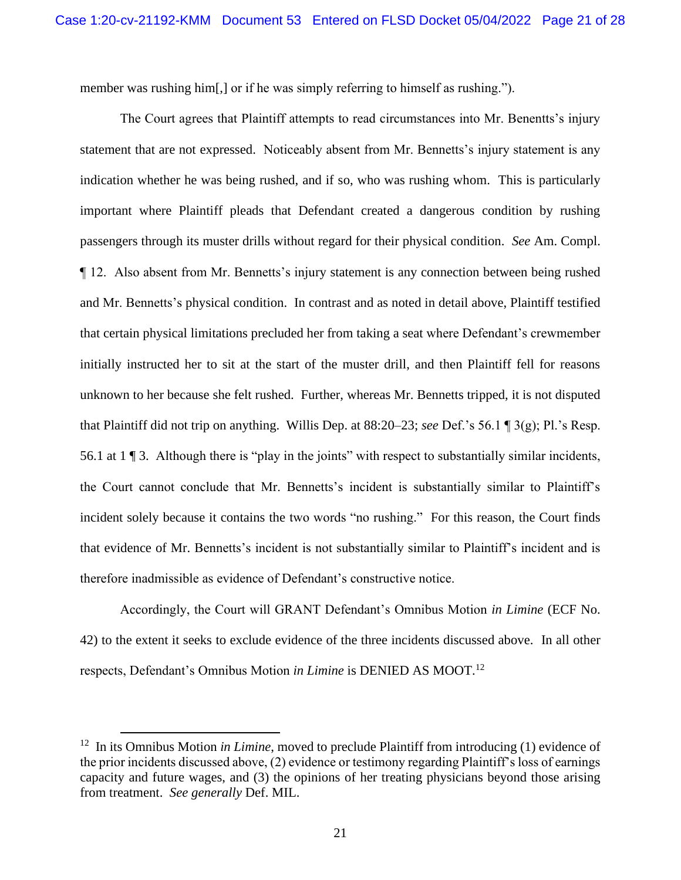member was rushing him[,] or if he was simply referring to himself as rushing.").

The Court agrees that Plaintiff attempts to read circumstances into Mr. Benentts's injury statement that are not expressed. Noticeably absent from Mr. Bennetts's injury statement is any indication whether he was being rushed, and if so, who was rushing whom. This is particularly important where Plaintiff pleads that Defendant created a dangerous condition by rushing passengers through its muster drills without regard for their physical condition. *See* Am. Compl. ¶ 12. Also absent from Mr. Bennetts's injury statement is any connection between being rushed and Mr. Bennetts's physical condition. In contrast and as noted in detail above, Plaintiff testified that certain physical limitations precluded her from taking a seat where Defendant's crewmember initially instructed her to sit at the start of the muster drill, and then Plaintiff fell for reasons unknown to her because she felt rushed. Further, whereas Mr. Bennetts tripped, it is not disputed that Plaintiff did not trip on anything. Willis Dep. at 88:20–23; *see* Def.'s 56.1 ¶ 3(g); Pl.'s Resp. 56.1 at 1 ¶ 3. Although there is "play in the joints" with respect to substantially similar incidents, the Court cannot conclude that Mr. Bennetts's incident is substantially similar to Plaintiff's incident solely because it contains the two words "no rushing." For this reason, the Court finds that evidence of Mr. Bennetts's incident is not substantially similar to Plaintiff's incident and is therefore inadmissible as evidence of Defendant's constructive notice.

Accordingly, the Court will GRANT Defendant's Omnibus Motion *in Limine* (ECF No. 42) to the extent it seeks to exclude evidence of the three incidents discussed above. In all other respects, Defendant's Omnibus Motion *in Limine* is DENIED AS MOOT.[12]

---

[12] In its Omnibus Motion *in Limine*, moved to preclude Plaintiff from introducing (1) evidence of the prior incidents discussed above, (2) evidence or testimony regarding Plaintiff's loss of earnings capacity and future wages, and (3) the opinions of her treating physicians beyond those arising from treatment. *See generally* Def. MIL.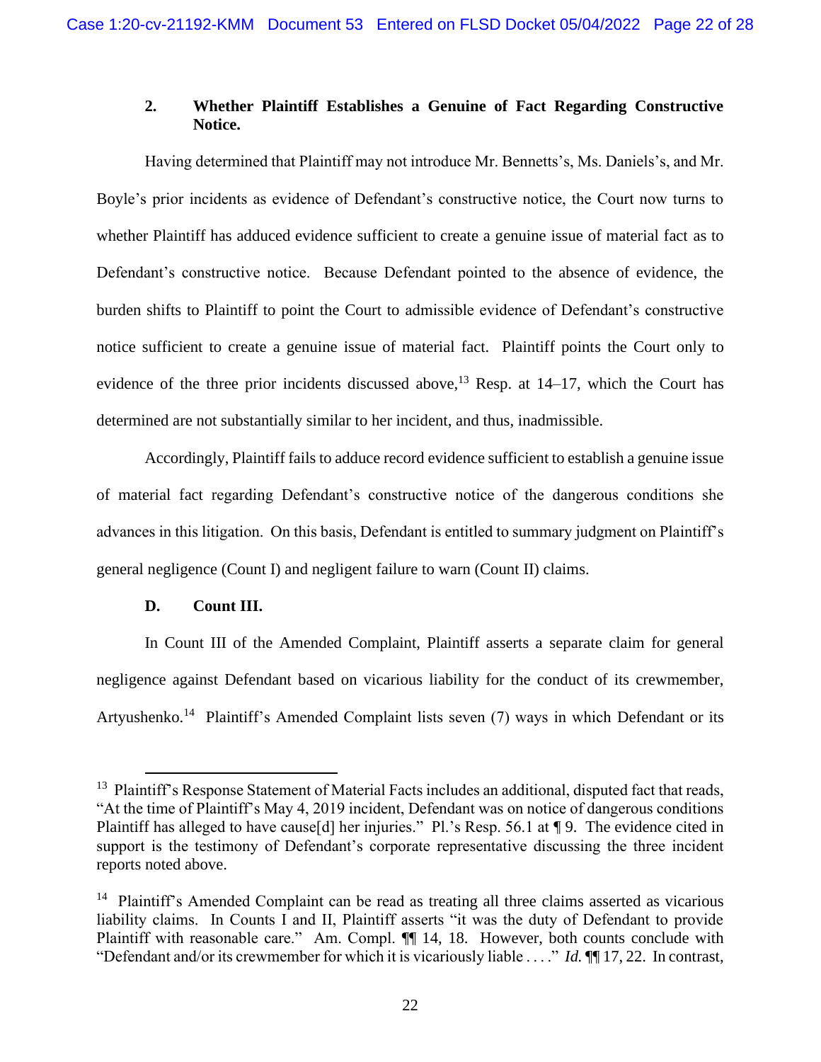### 2. Whether Plaintiff Establishes a Genuine of Fact Regarding Constructive Notice.

Having determined that Plaintiff may not introduce Mr. Bennetts's, Ms. Daniels's, and Mr. Boyle's prior incidents as evidence of Defendant's constructive notice, the Court now turns to whether Plaintiff has adduced evidence sufficient to create a genuine issue of material fact as to Defendant's constructive notice. Because Defendant pointed to the absence of evidence, the burden shifts to Plaintiff to point the Court to admissible evidence of Defendant's constructive notice sufficient to create a genuine issue of material fact. Plaintiff points the Court only to evidence of the three prior incidents discussed above,[13] Resp. at 14–17, which the Court has determined are not substantially similar to her incident, and thus, inadmissible.

Accordingly, Plaintiff fails to adduce record evidence sufficient to establish a genuine issue of material fact regarding Defendant's constructive notice of the dangerous conditions she advances in this litigation. On this basis, Defendant is entitled to summary judgment on Plaintiff's general negligence (Count I) and negligent failure to warn (Count II) claims.

### D. Count III.

In Count III of the Amended Complaint, Plaintiff asserts a separate claim for general negligence against Defendant based on vicarious liability for the conduct of its crewmember, Artyushenko.[14] Plaintiff's Amended Complaint lists seven (7) ways in which Defendant or its

---

[13] Plaintiff's Response Statement of Material Facts includes an additional, disputed fact that reads, "At the time of Plaintiff's May 4, 2019 incident, Defendant was on notice of dangerous conditions Plaintiff has alleged to have cause[d] her injuries." Pl.'s Resp. 56.1 at ¶ 9. The evidence cited in support is the testimony of Defendant's corporate representative discussing the three incident reports noted above.

[14] Plaintiff's Amended Complaint can be read as treating all three claims asserted as vicarious liability claims. In Counts I and II, Plaintiff asserts "it was the duty of Defendant to provide Plaintiff with reasonable care." Am. Compl. ¶¶ 14, 18. However, both counts conclude with "Defendant and/or its crewmember for which it is vicariously liable . . . ." *Id.* ¶¶ 17, 22. In contrast,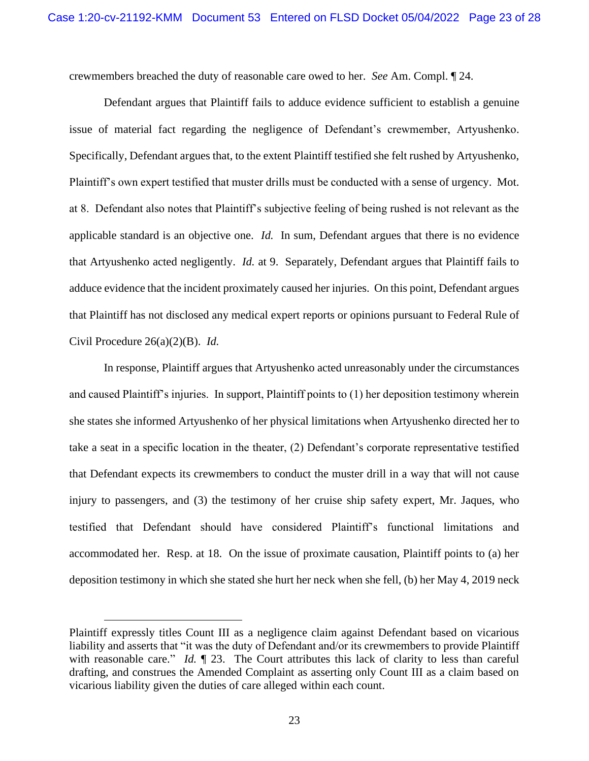crewmembers breached the duty of reasonable care owed to her. *See* Am. Compl. ¶ 24.

Defendant argues that Plaintiff fails to adduce evidence sufficient to establish a genuine issue of material fact regarding the negligence of Defendant's crewmember, Artyushenko. Specifically, Defendant argues that, to the extent Plaintiff testified she felt rushed by Artyushenko, Plaintiff's own expert testified that muster drills must be conducted with a sense of urgency. Mot. at 8. Defendant also notes that Plaintiff's subjective feeling of being rushed is not relevant as the applicable standard is an objective one. *Id.* In sum, Defendant argues that there is no evidence that Artyushenko acted negligently. *Id.* at 9. Separately, Defendant argues that Plaintiff fails to adduce evidence that the incident proximately caused her injuries. On this point, Defendant argues that Plaintiff has not disclosed any medical expert reports or opinions pursuant to Federal Rule of Civil Procedure 26(a)(2)(B). *Id.*

In response, Plaintiff argues that Artyushenko acted unreasonably under the circumstances and caused Plaintiff's injuries. In support, Plaintiff points to (1) her deposition testimony wherein she states she informed Artyushenko of her physical limitations when Artyushenko directed her to take a seat in a specific location in the theater, (2) Defendant's corporate representative testified that Defendant expects its crewmembers to conduct the muster drill in a way that will not cause injury to passengers, and (3) the testimony of her cruise ship safety expert, Mr. Jaques, who testified that Defendant should have considered Plaintiff's functional limitations and accommodated her. Resp. at 18. On the issue of proximate causation, Plaintiff points to (a) her deposition testimony in which she stated she hurt her neck when she fell, (b) her May 4, 2019 neck

---

Plaintiff expressly titles Count III as a negligence claim against Defendant based on vicarious liability and asserts that "it was the duty of Defendant and/or its crewmembers to provide Plaintiff with reasonable care." *Id.* ¶ 23. The Court attributes this lack of clarity to less than careful drafting, and construes the Amended Complaint as asserting only Count III as a claim based on vicarious liability given the duties of care alleged within each count.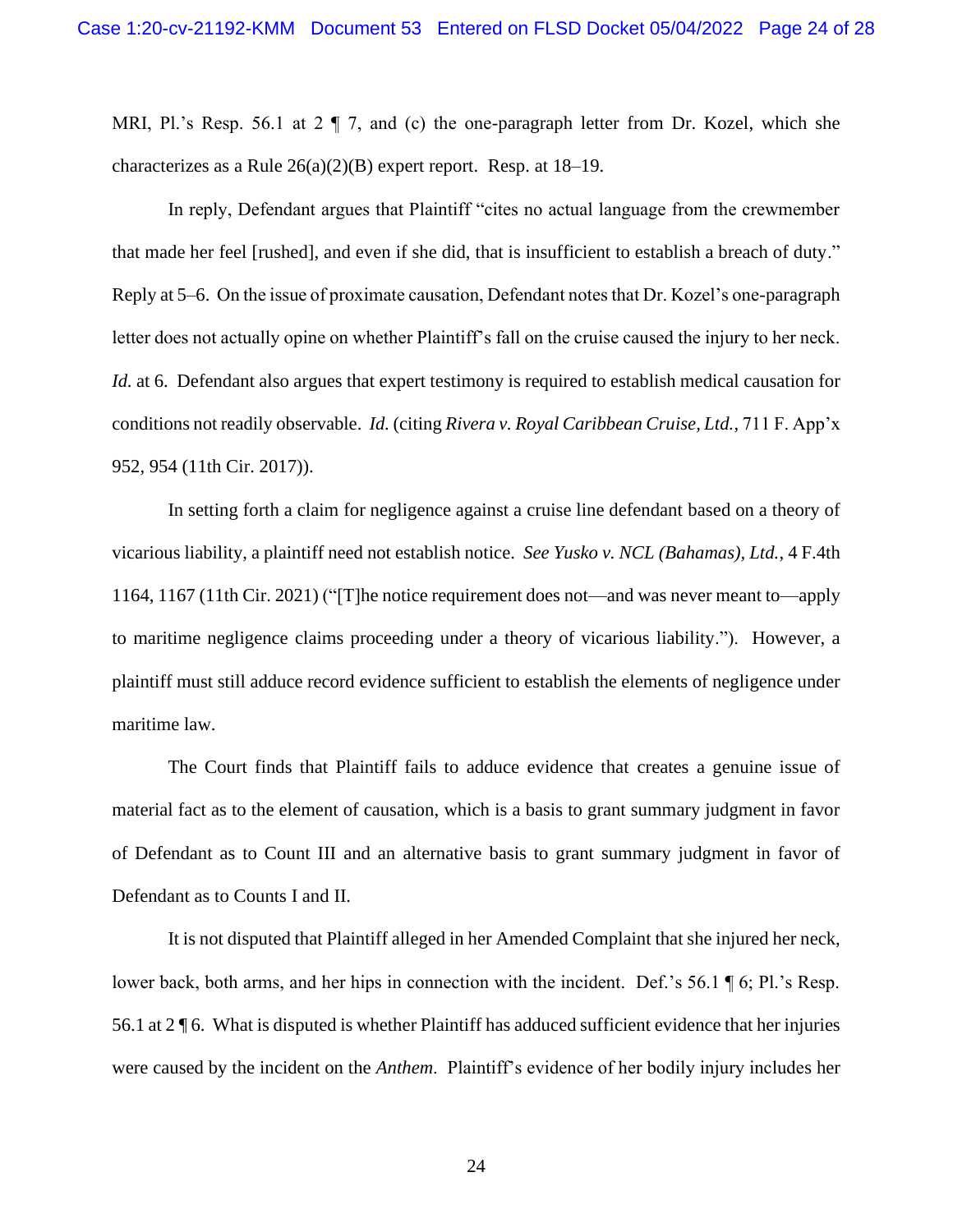MRI, Pl.'s Resp. 56.1 at 2 ¶ 7, and (c) the one-paragraph letter from Dr. Kozel, which she characterizes as a Rule 26(a)(2)(B) expert report. Resp. at 18–19.

In reply, Defendant argues that Plaintiff "cites no actual language from the crewmember that made her feel [rushed], and even if she did, that is insufficient to establish a breach of duty." Reply at 5–6. On the issue of proximate causation, Defendant notes that Dr. Kozel's one-paragraph letter does not actually opine on whether Plaintiff's fall on the cruise caused the injury to her neck. *Id.* at 6. Defendant also argues that expert testimony is required to establish medical causation for conditions not readily observable. *Id.* (citing *Rivera v. Royal Caribbean Cruise, Ltd.*, 711 F. App'x 952, 954 (11th Cir. 2017)).

In setting forth a claim for negligence against a cruise line defendant based on a theory of vicarious liability, a plaintiff need not establish notice. *See Yusko v. NCL (Bahamas), Ltd.*, 4 F.4th 1164, 1167 (11th Cir. 2021) ("[T]he notice requirement does not—and was never meant to—apply to maritime negligence claims proceeding under a theory of vicarious liability."). However, a plaintiff must still adduce record evidence sufficient to establish the elements of negligence under maritime law.

The Court finds that Plaintiff fails to adduce evidence that creates a genuine issue of material fact as to the element of causation, which is a basis to grant summary judgment in favor of Defendant as to Count III and an alternative basis to grant summary judgment in favor of Defendant as to Counts I and II.

It is not disputed that Plaintiff alleged in her Amended Complaint that she injured her neck, lower back, both arms, and her hips in connection with the incident. Def.'s 56.1 ¶ 6; Pl.'s Resp. 56.1 at 2 ¶ 6. What is disputed is whether Plaintiff has adduced sufficient evidence that her injuries were caused by the incident on the *Anthem*. Plaintiff's evidence of her bodily injury includes her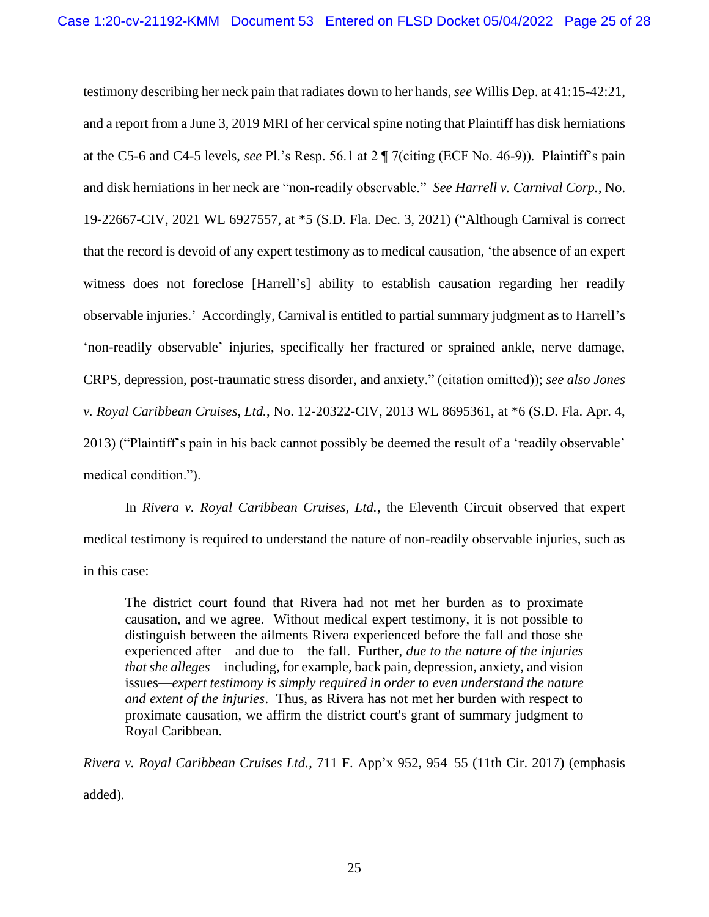testimony describing her neck pain that radiates down to her hands, *see* Willis Dep. at 41:15-42:21, and a report from a June 3, 2019 MRI of her cervical spine noting that Plaintiff has disk herniations at the C5-6 and C4-5 levels, *see* Pl.'s Resp. 56.1 at 2 ¶ 7(citing (ECF No. 46-9)). Plaintiff's pain and disk herniations in her neck are "non-readily observable." *See Harrell v. Carnival Corp.*, No. 19-22667-CIV, 2021 WL 6927557, at *5 (S.D. Fla. Dec. 3, 2021) ("Although Carnival is correct that the record is devoid of any expert testimony as to medical causation, 'the absence of an expert witness does not foreclose [Harrell's] ability to establish causation regarding her readily observable injuries.' Accordingly, Carnival is entitled to partial summary judgment as to Harrell's 'non-readily observable' injuries, specifically her fractured or sprained ankle, nerve damage, CRPS, depression, post-traumatic stress disorder, and anxiety." (citation omitted)); *see also Jones v. Royal Caribbean Cruises, Ltd.*, No. 12-20322-CIV, 2013 WL 8695361, at *6 (S.D. Fla. Apr. 4, 2013) ("Plaintiff's pain in his back cannot possibly be deemed the result of a 'readily observable' medical condition.").

In *Rivera v. Royal Caribbean Cruises, Ltd.*, the Eleventh Circuit observed that expert medical testimony is required to understand the nature of non-readily observable injuries, such as in this case:

> The district court found that Rivera had not met her burden as to proximate causation, and we agree. Without medical expert testimony, it is not possible to distinguish between the ailments Rivera experienced before the fall and those she experienced after—and due to—the fall. Further, *due to the nature of the injuries that she alleges*—including, for example, back pain, depression, anxiety, and vision issues—*expert testimony is simply required in order to even understand the nature and extent of the injuries*. Thus, as Rivera has not met her burden with respect to proximate causation, we affirm the district court's grant of summary judgment to Royal Caribbean.

*Rivera v. Royal Caribbean Cruises Ltd.*, 711 F. App'x 952, 954–55 (11th Cir. 2017) (emphasis added).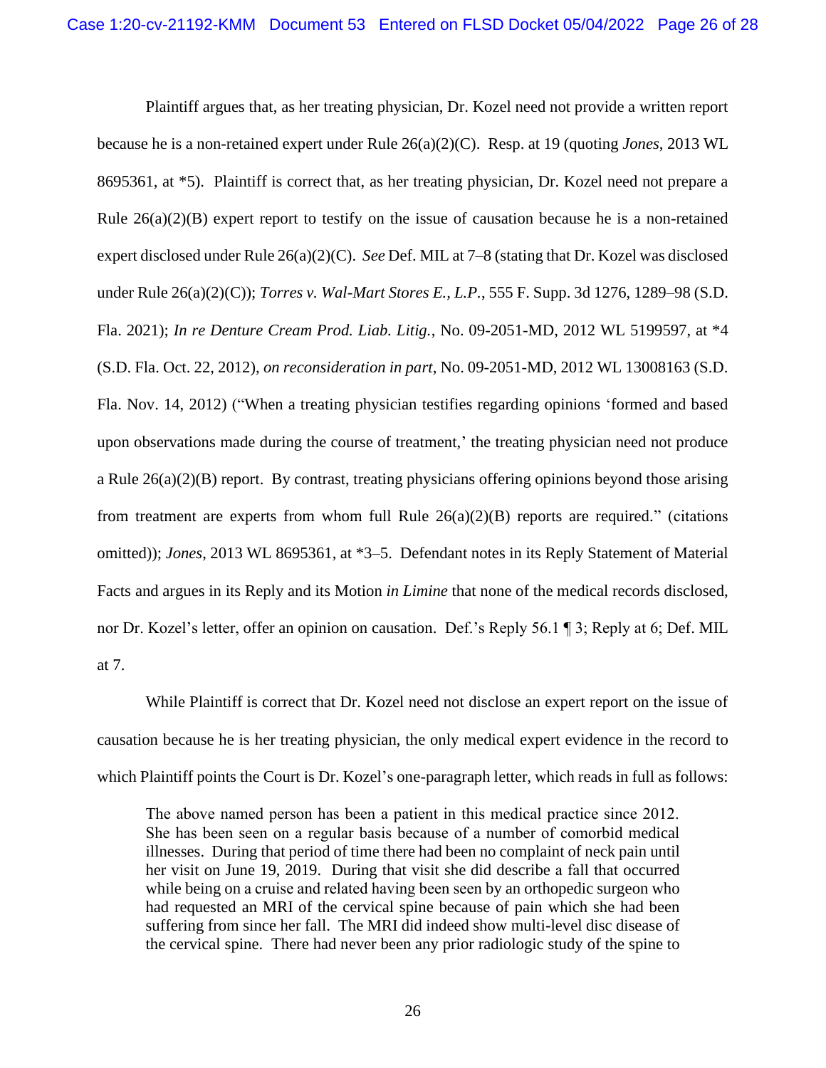Plaintiff argues that, as her treating physician, Dr. Kozel need not provide a written report because he is a non-retained expert under Rule 26(a)(2)(C). Resp. at 19 (quoting *Jones*, 2013 WL 8695361, at *5). Plaintiff is correct that, as her treating physician, Dr. Kozel need not prepare a Rule 26(a)(2)(B) expert report to testify on the issue of causation because he is a non-retained expert disclosed under Rule 26(a)(2)(C). *See* Def. MIL at 7–8 (stating that Dr. Kozel was disclosed under Rule 26(a)(2)(C)); *Torres v. Wal-Mart Stores E., L.P.*, 555 F. Supp. 3d 1276, 1289–98 (S.D. Fla. 2021); *In re Denture Cream Prod. Liab. Litig.*, No. 09-2051-MD, 2012 WL 5199597, at *4 (S.D. Fla. Oct. 22, 2012), *on reconsideration in part*, No. 09-2051-MD, 2012 WL 13008163 (S.D. Fla. Nov. 14, 2012) ("When a treating physician testifies regarding opinions 'formed and based upon observations made during the course of treatment,' the treating physician need not produce a Rule 26(a)(2)(B) report. By contrast, treating physicians offering opinions beyond those arising from treatment are experts from whom full Rule 26(a)(2)(B) reports are required." (citations omitted)); *Jones*, 2013 WL 8695361, at *3–5. Defendant notes in its Reply Statement of Material Facts and argues in its Reply and its Motion *in Limine* that none of the medical records disclosed, nor Dr. Kozel's letter, offer an opinion on causation. Def.'s Reply 56.1 ¶ 3; Reply at 6; Def. MIL at 7.

While Plaintiff is correct that Dr. Kozel need not disclose an expert report on the issue of causation because he is her treating physician, the only medical expert evidence in the record to which Plaintiff points the Court is Dr. Kozel's one-paragraph letter, which reads in full as follows:

> The above named person has been a patient in this medical practice since 2012. She has been seen on a regular basis because of a number of comorbid medical illnesses. During that period of time there had been no complaint of neck pain until her visit on June 19, 2019. During that visit she did describe a fall that occurred while being on a cruise and related having been seen by an orthopedic surgeon who had requested an MRI of the cervical spine because of pain which she had been suffering from since her fall. The MRI did indeed show multi-level disc disease of the cervical spine. There had never been any prior radiologic study of the spine to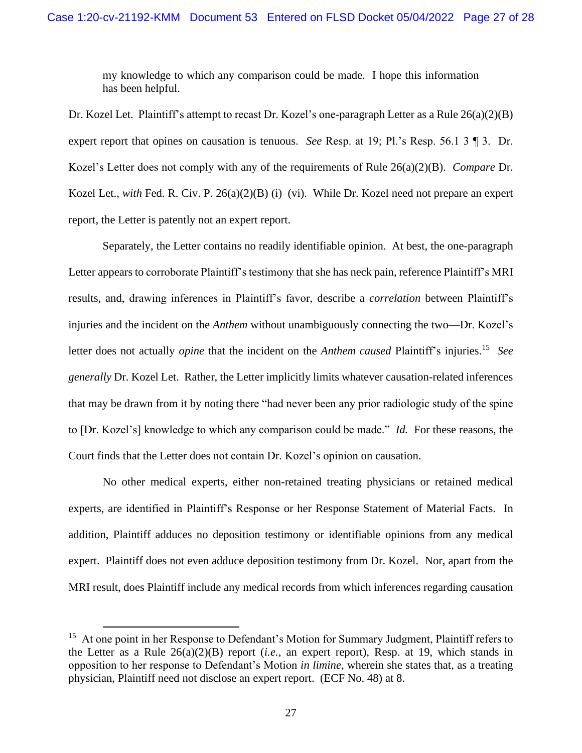> my knowledge to which any comparison could be made. I hope this information has been helpful.

Dr. Kozel Let. Plaintiff's attempt to recast Dr. Kozel's one-paragraph Letter as a Rule 26(a)(2)(B) expert report that opines on causation is tenuous. *See* Resp. at 19; Pl.'s Resp. 56.1 3 ¶ 3. Dr. Kozel's Letter does not comply with any of the requirements of Rule 26(a)(2)(B). *Compare* Dr. Kozel Let., *with* Fed. R. Civ. P. 26(a)(2)(B) (i)–(vi). While Dr. Kozel need not prepare an expert report, the Letter is patently not an expert report.

Separately, the Letter contains no readily identifiable opinion. At best, the one-paragraph Letter appears to corroborate Plaintiff's testimony that she has neck pain, reference Plaintiff's MRI results, and, drawing inferences in Plaintiff's favor, describe a *correlation* between Plaintiff's injuries and the incident on the *Anthem* without unambiguously connecting the two—Dr. Kozel's letter does not actually *opine* that the incident on the *Anthem caused* Plaintiff's injuries.[15] *See generally* Dr. Kozel Let. Rather, the Letter implicitly limits whatever causation-related inferences that may be drawn from it by noting there "had never been any prior radiologic study of the spine to [Dr. Kozel's] knowledge to which any comparison could be made." *Id.* For these reasons, the Court finds that the Letter does not contain Dr. Kozel's opinion on causation.

No other medical experts, either non-retained treating physicians or retained medical experts, are identified in Plaintiff's Response or her Response Statement of Material Facts. In addition, Plaintiff adduces no deposition testimony or identifiable opinions from any medical expert. Plaintiff does not even adduce deposition testimony from Dr. Kozel. Nor, apart from the MRI result, does Plaintiff include any medical records from which inferences regarding causation

---

[15] At one point in her Response to Defendant's Motion for Summary Judgment, Plaintiff refers to the Letter as a Rule 26(a)(2)(B) report (*i.e.*, an expert report), Resp. at 19, which stands in opposition to her response to Defendant's Motion *in limine*, wherein she states that, as a treating physician, Plaintiff need not disclose an expert report. (ECF No. 48) at 8.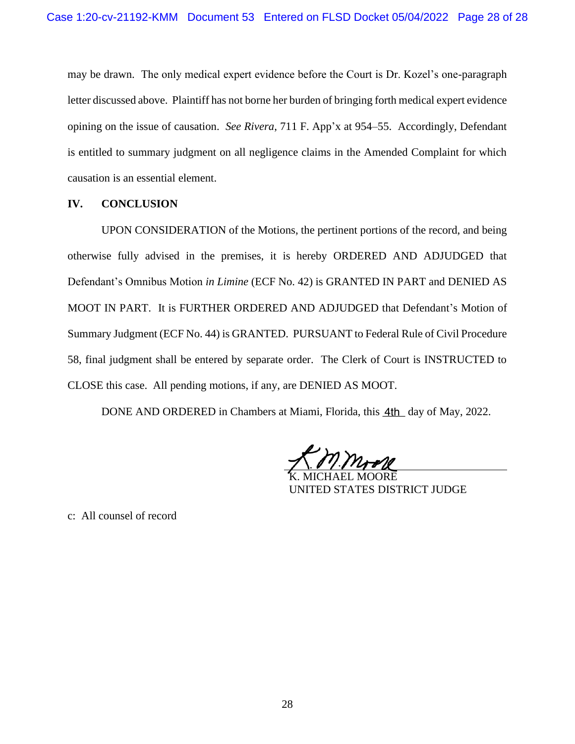may be drawn. The only medical expert evidence before the Court is Dr. Kozel's one-paragraph letter discussed above. Plaintiff has not borne her burden of bringing forth medical expert evidence opining on the issue of causation. *See Rivera*, 711 F. App'x at 954–55. Accordingly, Defendant is entitled to summary judgment on all negligence claims in the Amended Complaint for which causation is an essential element.

## IV. CONCLUSION

UPON CONSIDERATION of the Motions, the pertinent portions of the record, and being otherwise fully advised in the premises, it is hereby ORDERED AND ADJUDGED that Defendant's Omnibus Motion *in Limine* (ECF No. 42) is GRANTED IN PART and DENIED AS MOOT IN PART. It is FURTHER ORDERED AND ADJUDGED that Defendant's Motion of Summary Judgment (ECF No. 44) is GRANTED. PURSUANT to Federal Rule of Civil Procedure 58, final judgment shall be entered by separate order. The Clerk of Court is INSTRUCTED to CLOSE this case. All pending motions, if any, are DENIED AS MOOT.

DONE AND ORDERED in Chambers at Miami, Florida, this 4th day of May, 2022.

K. MICHAEL MOORE
UNITED STATES DISTRICT JUDGE

c: All counsel of record